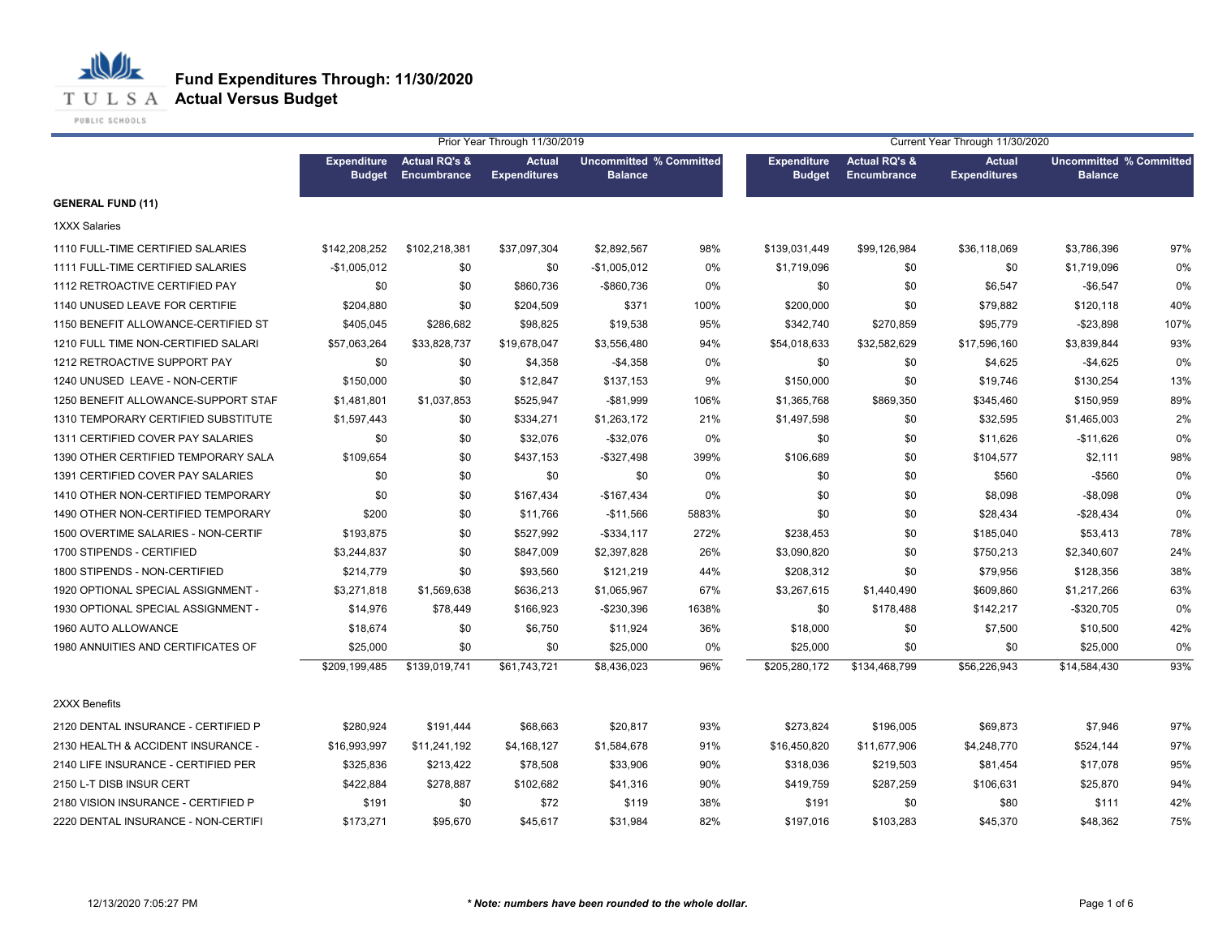# Fund Expenditures Through: 11/30/2020
## Actual Versus Budget

TULSA PUBLIC SCHOOLS

| | Prior Year Through 11/30/2019 | | | | | Current Year Through 11/30/2020 | | | | |
|---|---|---|---|---|---|---|---|---|---|---|
| | Expenditure Budget | Actual RQ's & Encumbrance | Actual Expenditures | Uncommitted Balance | % Committed | Expenditure Budget | Actual RQ's & Encumbrance | Actual Expenditures | Uncommitted Balance | % Committed |
| **GENERAL FUND (11)** | | | | | | | | | | |
| 1XXX Salaries | | | | | | | | | | |
| 1110 FULL-TIME CERTIFIED SALARIES | $142,208,252 | $102,218,381 | $37,097,304 | $2,892,567 | 98% | $139,031,449 | $99,126,984 | $36,118,069 | $3,786,396 | 97% |
| 1111 FULL-TIME CERTIFIED SALARIES | -$1,005,012 | $0 | $0 | -$1,005,012 | 0% | $1,719,096 | $0 | $0 | $1,719,096 | 0% |
| 1112 RETROACTIVE CERTIFIED PAY | $0 | $0 | $860,736 | -$860,736 | 0% | $0 | $0 | $6,547 | -$6,547 | 0% |
| 1140 UNUSED LEAVE FOR CERTIFIE | $204,880 | $0 | $204,509 | $371 | 100% | $200,000 | $0 | $79,882 | $120,118 | 40% |
| 1150 BENEFIT ALLOWANCE-CERTIFIED ST | $405,045 | $286,682 | $98,825 | $19,538 | 95% | $342,740 | $270,859 | $95,779 | -$23,898 | 107% |
| 1210 FULL TIME NON-CERTIFIED SALARI | $57,063,264 | $33,828,737 | $19,678,047 | $3,556,480 | 94% | $54,018,633 | $32,582,629 | $17,596,160 | $3,839,844 | 93% |
| 1212 RETROACTIVE SUPPORT PAY | $0 | $0 | $4,358 | -$4,358 | 0% | $0 | $0 | $4,625 | -$4,625 | 0% |
| 1240 UNUSED LEAVE - NON-CERTIF | $150,000 | $0 | $12,847 | $137,153 | 9% | $150,000 | $0 | $19,746 | $130,254 | 13% |
| 1250 BENEFIT ALLOWANCE-SUPPORT STAF | $1,481,801 | $1,037,853 | $525,947 | -$81,999 | 106% | $1,365,768 | $869,350 | $345,460 | $150,959 | 89% |
| 1310 TEMPORARY CERTIFIED SUBSTITUTE | $1,597,443 | $0 | $334,271 | $1,263,172 | 21% | $1,497,598 | $0 | $32,595 | $1,465,003 | 2% |
| 1311 CERTIFIED COVER PAY SALARIES | $0 | $0 | $32,076 | -$32,076 | 0% | $0 | $0 | $11,626 | -$11,626 | 0% |
| 1390 OTHER CERTIFIED TEMPORARY SALA | $109,654 | $0 | $437,153 | -$327,498 | 399% | $106,689 | $0 | $104,577 | $2,111 | 98% |
| 1391 CERTIFIED COVER PAY SALARIES | $0 | $0 | $0 | $0 | 0% | $0 | $0 | $560 | -$560 | 0% |
| 1410 OTHER NON-CERTIFIED TEMPORARY | $0 | $0 | $167,434 | -$167,434 | 0% | $0 | $0 | $8,098 | -$8,098 | 0% |
| 1490 OTHER NON-CERTIFIED TEMPORARY | $200 | $0 | $11,766 | -$11,566 | 5883% | $0 | $0 | $28,434 | -$28,434 | 0% |
| 1500 OVERTIME SALARIES - NON-CERTIF | $193,875 | $0 | $527,992 | -$334,117 | 272% | $238,453 | $0 | $185,040 | $53,413 | 78% |
| 1700 STIPENDS - CERTIFIED | $3,244,837 | $0 | $847,009 | $2,397,828 | 26% | $3,090,820 | $0 | $750,213 | $2,340,607 | 24% |
| 1800 STIPENDS - NON-CERTIFIED | $214,779 | $0 | $93,560 | $121,219 | 44% | $208,312 | $0 | $79,956 | $128,356 | 38% |
| 1920 OPTIONAL SPECIAL ASSIGNMENT - | $3,271,818 | $1,569,638 | $636,213 | $1,065,967 | 67% | $3,267,615 | $1,440,490 | $609,860 | $1,217,266 | 63% |
| 1930 OPTIONAL SPECIAL ASSIGNMENT - | $14,976 | $78,449 | $166,923 | -$230,396 | 1638% | $0 | $178,488 | $142,217 | -$320,705 | 0% |
| 1960 AUTO ALLOWANCE | $18,674 | $0 | $6,750 | $11,924 | 36% | $18,000 | $0 | $7,500 | $10,500 | 42% |
| 1980 ANNUITIES AND CERTIFICATES OF | $25,000 | $0 | $0 | $25,000 | 0% | $25,000 | $0 | $0 | $25,000 | 0% |
| | $209,199,485 | $139,019,741 | $61,743,721 | $8,436,023 | 96% | $205,280,172 | $134,468,799 | $56,226,943 | $14,584,430 | 93% |
| 2XXX Benefits | | | | | | | | | | |
| 2120 DENTAL INSURANCE - CERTIFIED P | $280,924 | $191,444 | $68,663 | $20,817 | 93% | $273,824 | $196,005 | $69,873 | $7,946 | 97% |
| 2130 HEALTH & ACCIDENT INSURANCE - | $16,993,997 | $11,241,192 | $4,168,127 | $1,584,678 | 91% | $16,450,820 | $11,677,906 | $4,248,770 | $524,144 | 97% |
| 2140 LIFE INSURANCE - CERTIFIED PER | $325,836 | $213,422 | $78,508 | $33,906 | 90% | $318,036 | $219,503 | $81,454 | $17,078 | 95% |
| 2150 L-T DISB INSUR CERT | $422,884 | $278,887 | $102,682 | $41,316 | 90% | $419,759 | $287,259 | $106,631 | $25,870 | 94% |
| 2180 VISION INSURANCE - CERTIFIED P | $191 | $0 | $72 | $119 | 38% | $191 | $0 | $80 | $111 | 42% |
| 2220 DENTAL INSURANCE - NON-CERTIFI | $173,271 | $95,670 | $45,617 | $31,984 | 82% | $197,016 | $103,283 | $45,370 | $48,362 | 75% |

12/13/2020 7:05:27 PM

***Note: numbers have been rounded to the whole dollar.***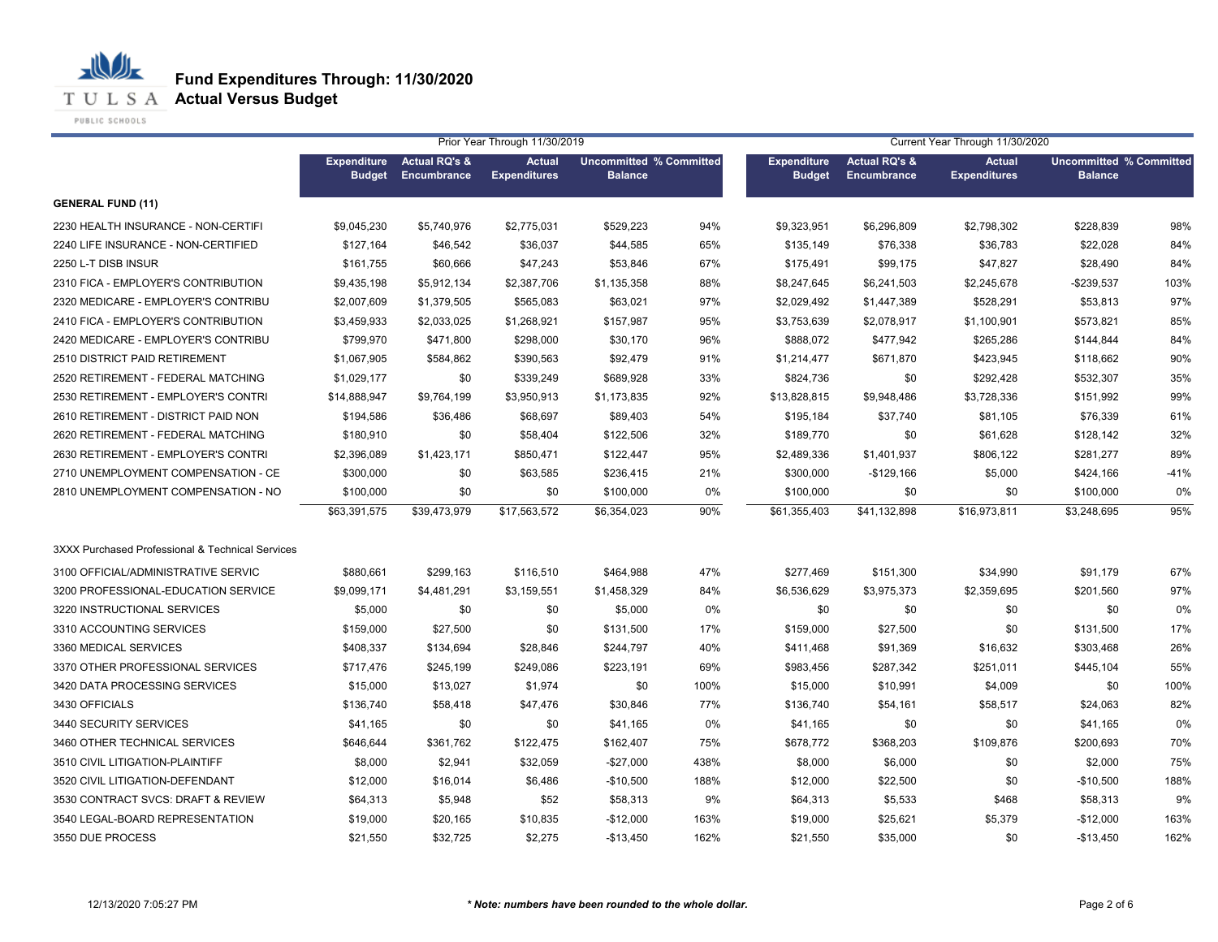# Fund Expenditures Through: 11/30/2020
## Actual Versus Budget

| | Prior Year Through 11/30/2019 | | | | | Current Year Through 11/30/2020 | | | | |
|---|---|---|---|---|---|---|---|---|---|---|
| | Expenditure Budget | Actual RQ's & Encumbrance | Actual Expenditures | Uncommitted Balance | % Committed | Expenditure Budget | Actual RQ's & Encumbrance | Actual Expenditures | Uncommitted Balance | % Committed |
| **GENERAL FUND (11)** | | | | | | | | | | |
| 2230 HEALTH INSURANCE - NON-CERTIFI | $9,045,230 | $5,740,976 | $2,775,031 | $529,223 | 94% | $9,323,951 | $6,296,809 | $2,798,302 | $228,839 | 98% |
| 2240 LIFE INSURANCE - NON-CERTIFIED | $127,164 | $46,542 | $36,037 | $44,585 | 65% | $135,149 | $76,338 | $36,783 | $22,028 | 84% |
| 2250 L-T DISB INSUR | $161,755 | $60,666 | $47,243 | $53,846 | 67% | $175,491 | $99,175 | $47,827 | $28,490 | 84% |
| 2310 FICA - EMPLOYER'S CONTRIBUTION | $9,435,198 | $5,912,134 | $2,387,706 | $1,135,358 | 88% | $8,247,645 | $6,241,503 | $2,245,678 | -$239,537 | 103% |
| 2320 MEDICARE - EMPLOYER'S CONTRIBU | $2,007,609 | $1,379,505 | $565,083 | $63,021 | 97% | $2,029,492 | $1,447,389 | $528,291 | $53,813 | 97% |
| 2410 FICA - EMPLOYER'S CONTRIBUTION | $3,459,933 | $2,033,025 | $1,268,921 | $157,987 | 95% | $3,753,639 | $2,078,917 | $1,100,901 | $573,821 | 85% |
| 2420 MEDICARE - EMPLOYER'S CONTRIBU | $799,970 | $471,800 | $298,000 | $30,170 | 96% | $888,072 | $477,942 | $265,286 | $144,844 | 84% |
| 2510 DISTRICT PAID RETIREMENT | $1,067,905 | $584,862 | $390,563 | $92,479 | 91% | $1,214,477 | $671,870 | $423,945 | $118,662 | 90% |
| 2520 RETIREMENT - FEDERAL MATCHING | $1,029,177 | $0 | $339,249 | $689,928 | 33% | $824,736 | $0 | $292,428 | $532,307 | 35% |
| 2530 RETIREMENT - EMPLOYER'S CONTRI | $14,888,947 | $9,764,199 | $3,950,913 | $1,173,835 | 92% | $13,828,815 | $9,948,486 | $3,728,336 | $151,992 | 99% |
| 2610 RETIREMENT - DISTRICT PAID NON | $194,586 | $36,486 | $68,697 | $89,403 | 54% | $195,184 | $37,740 | $81,105 | $76,339 | 61% |
| 2620 RETIREMENT - FEDERAL MATCHING | $180,910 | $0 | $58,404 | $122,506 | 32% | $189,770 | $0 | $61,628 | $128,142 | 32% |
| 2630 RETIREMENT - EMPLOYER'S CONTRI | $2,396,089 | $1,423,171 | $850,471 | $122,447 | 95% | $2,489,336 | $1,401,937 | $806,122 | $281,277 | 89% |
| 2710 UNEMPLOYMENT COMPENSATION - CE | $300,000 | $0 | $63,585 | $236,415 | 21% | $300,000 | -$129,166 | $5,000 | $424,166 | -41% |
| 2810 UNEMPLOYMENT COMPENSATION - NO | $100,000 | $0 | $0 | $100,000 | 0% | $100,000 | $0 | $0 | $100,000 | 0% |
| | $63,391,575 | $39,473,979 | $17,563,572 | $6,354,023 | 90% | $61,355,403 | $41,132,898 | $16,973,811 | $3,248,695 | 95% |
| 3XXX Purchased Professional & Technical Services | | | | | | | | | | |
| 3100 OFFICIAL/ADMINISTRATIVE SERVIC | $880,661 | $299,163 | $116,510 | $464,988 | 47% | $277,469 | $151,300 | $34,990 | $91,179 | 67% |
| 3200 PROFESSIONAL-EDUCATION SERVICE | $9,099,171 | $4,481,291 | $3,159,551 | $1,458,329 | 84% | $6,536,629 | $3,975,373 | $2,359,695 | $201,560 | 97% |
| 3220 INSTRUCTIONAL SERVICES | $5,000 | $0 | $0 | $5,000 | 0% | $0 | $0 | $0 | $0 | 0% |
| 3310 ACCOUNTING SERVICES | $159,000 | $27,500 | $0 | $131,500 | 17% | $159,000 | $27,500 | $0 | $131,500 | 17% |
| 3360 MEDICAL SERVICES | $408,337 | $134,694 | $28,846 | $244,797 | 40% | $411,468 | $91,369 | $16,632 | $303,468 | 26% |
| 3370 OTHER PROFESSIONAL SERVICES | $717,476 | $245,199 | $249,086 | $223,191 | 69% | $983,456 | $287,342 | $251,011 | $445,104 | 55% |
| 3420 DATA PROCESSING SERVICES | $15,000 | $13,027 | $1,974 | $0 | 100% | $15,000 | $10,991 | $4,009 | $0 | 100% |
| 3430 OFFICIALS | $136,740 | $58,418 | $47,476 | $30,846 | 77% | $136,740 | $54,161 | $58,517 | $24,063 | 82% |
| 3440 SECURITY SERVICES | $41,165 | $0 | $0 | $41,165 | 0% | $41,165 | $0 | $0 | $41,165 | 0% |
| 3460 OTHER TECHNICAL SERVICES | $646,644 | $361,762 | $122,475 | $162,407 | 75% | $678,772 | $368,203 | $109,876 | $200,693 | 70% |
| 3510 CIVIL LITIGATION-PLAINTIFF | $8,000 | $2,941 | $32,059 | -$27,000 | 438% | $8,000 | $6,000 | $0 | $2,000 | 75% |
| 3520 CIVIL LITIGATION-DEFENDANT | $12,000 | $16,014 | $6,486 | -$10,500 | 188% | $12,000 | $22,500 | $0 | -$10,500 | 188% |
| 3530 CONTRACT SVCS: DRAFT & REVIEW | $64,313 | $5,948 | $52 | $58,313 | 9% | $64,313 | $5,533 | $468 | $58,313 | 9% |
| 3540 LEGAL-BOARD REPRESENTATION | $19,000 | $20,165 | $10,835 | -$12,000 | 163% | $19,000 | $25,621 | $5,379 | -$12,000 | 163% |
| 3550 DUE PROCESS | $21,550 | $32,725 | $2,275 | -$13,450 | 162% | $21,550 | $35,000 | $0 | -$13,450 | 162% |

12/13/2020 7:05:27 PM

***Note: numbers have been rounded to the whole dollar.***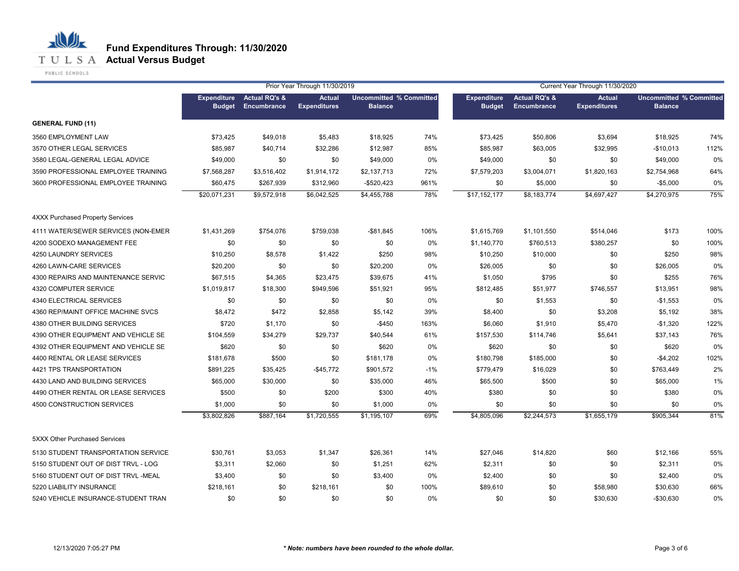# Fund Expenditures Through: 11/30/2020
## Actual Versus Budget

| | Prior Year Through 11/30/2019 | | | | | Current Year Through 11/30/2020 | | | | |
|---|---|---|---|---|---|---|---|---|---|---|
| | Expenditure Budget | Actual RQ's & Encumbrance | Actual Expenditures | Uncommitted Balance | % Committed | Expenditure Budget | Actual RQ's & Encumbrance | Actual Expenditures | Uncommitted Balance | % Committed |
| **GENERAL FUND (11)** | | | | | | | | | | |
| 3560 EMPLOYMENT LAW | $73,425 | $49,018 | $5,483 | $18,925 | 74% | $73,425 | $50,806 | $3,694 | $18,925 | 74% |
| 3570 OTHER LEGAL SERVICES | $85,987 | $40,714 | $32,286 | $12,987 | 85% | $85,987 | $63,005 | $32,995 | -$10,013 | 112% |
| 3580 LEGAL-GENERAL LEGAL ADVICE | $49,000 | $0 | $0 | $49,000 | 0% | $49,000 | $0 | $0 | $49,000 | 0% |
| 3590 PROFESSIONAL EMPLOYEE TRAINING | $7,568,287 | $3,516,402 | $1,914,172 | $2,137,713 | 72% | $7,579,203 | $3,004,071 | $1,820,163 | $2,754,968 | 64% |
| 3600 PROFESSIONAL EMPLOYEE TRAINING | $60,475 | $267,939 | $312,960 | -$520,423 | 961% | $0 | $5,000 | $0 | -$5,000 | 0% |
| | $20,071,231 | $9,572,918 | $6,042,525 | $4,455,788 | 78% | $17,152,177 | $8,183,774 | $4,697,427 | $4,270,975 | 75% |
| 4XXX Purchased Property Services | | | | | | | | | | |
| 4111 WATER/SEWER SERVICES (NON-EMER | $1,431,269 | $754,076 | $759,038 | -$81,845 | 106% | $1,615,769 | $1,101,550 | $514,046 | $173 | 100% |
| 4200 SODEXO MANAGEMENT FEE | $0 | $0 | $0 | $0 | 0% | $1,140,770 | $760,513 | $380,257 | $0 | 100% |
| 4250 LAUNDRY SERVICES | $10,250 | $8,578 | $1,422 | $250 | 98% | $10,250 | $10,000 | $0 | $250 | 98% |
| 4260 LAWN-CARE SERVICES | $20,200 | $0 | $0 | $20,200 | 0% | $26,005 | $0 | $0 | $26,005 | 0% |
| 4300 REPAIRS AND MAINTENANCE SERVIC | $67,515 | $4,365 | $23,475 | $39,675 | 41% | $1,050 | $795 | $0 | $255 | 76% |
| 4320 COMPUTER SERVICE | $1,019,817 | $18,300 | $949,596 | $51,921 | 95% | $812,485 | $51,977 | $746,557 | $13,951 | 98% |
| 4340 ELECTRICAL SERVICES | $0 | $0 | $0 | $0 | 0% | $0 | $1,553 | $0 | -$1,553 | 0% |
| 4360 REP/MAINT OFFICE MACHINE SVCS | $8,472 | $472 | $2,858 | $5,142 | 39% | $8,400 | $0 | $3,208 | $5,192 | 38% |
| 4380 OTHER BUILDING SERVICES | $720 | $1,170 | $0 | -$450 | 163% | $6,060 | $1,910 | $5,470 | -$1,320 | 122% |
| 4390 OTHER EQUIPMENT AND VEHICLE SE | $104,559 | $34,279 | $29,737 | $40,544 | 61% | $157,530 | $114,746 | $5,641 | $37,143 | 76% |
| 4392 OTHER EQUIPMENT AND VEHICLE SE | $620 | $0 | $0 | $620 | 0% | $620 | $0 | $0 | $620 | 0% |
| 4400 RENTAL OR LEASE SERVICES | $181,678 | $500 | $0 | $181,178 | 0% | $180,798 | $185,000 | $0 | -$4,202 | 102% |
| 4421 TPS TRANSPORTATION | $891,225 | $35,425 | -$45,772 | $901,572 | -1% | $779,479 | $16,029 | $0 | $763,449 | 2% |
| 4430 LAND AND BUILDING SERVICES | $65,000 | $30,000 | $0 | $35,000 | 46% | $65,500 | $500 | $0 | $65,000 | 1% |
| 4490 OTHER RENTAL OR LEASE SERVICES | $500 | $0 | $200 | $300 | 40% | $380 | $0 | $0 | $380 | 0% |
| 4500 CONSTRUCTION SERVICES | $1,000 | $0 | $0 | $1,000 | 0% | $0 | $0 | $0 | $0 | 0% |
| | $3,802,826 | $887,164 | $1,720,555 | $1,195,107 | 69% | $4,805,096 | $2,244,573 | $1,655,179 | $905,344 | 81% |
| 5XXX Other Purchased Services | | | | | | | | | | |
| 5130 STUDENT TRANSPORTATION SERVICE | $30,761 | $3,053 | $1,347 | $26,361 | 14% | $27,046 | $14,820 | $60 | $12,166 | 55% |
| 5150 STUDENT OUT OF DIST TRVL - LOG | $3,311 | $2,060 | $0 | $1,251 | 62% | $2,311 | $0 | $0 | $2,311 | 0% |
| 5160 STUDENT OUT OF DIST TRVL -MEAL | $3,400 | $0 | $0 | $3,400 | 0% | $2,400 | $0 | $0 | $2,400 | 0% |
| 5220 LIABILITY INSURANCE | $218,161 | $0 | $218,161 | $0 | 100% | $89,610 | $0 | $58,980 | $30,630 | 66% |
| 5240 VEHICLE INSURANCE-STUDENT TRAN | $0 | $0 | $0 | $0 | 0% | $0 | $0 | $30,630 | -$30,630 | 0% |

12/13/2020 7:05:27 PM

*** Note: numbers have been rounded to the whole dollar.***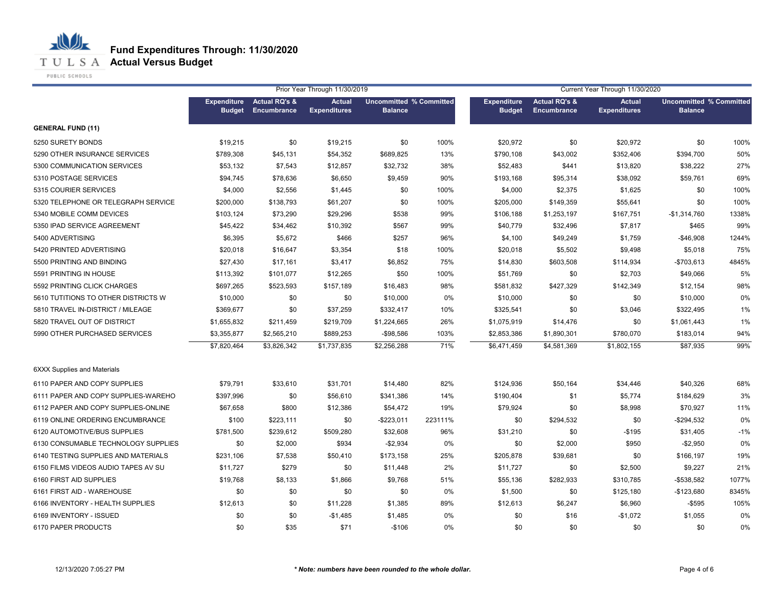# Fund Expenditures Through: 11/30/2020
## Actual Versus Budget

| | Prior Year Through 11/30/2019 | | | | | Current Year Through 11/30/2020 | | | | |
|---|---|---|---|---|---|---|---|---|---|---|
| | Expenditure Budget | Actual RQ's & Encumbrance | Actual Expenditures | Uncommitted Balance | % Committed | Expenditure Budget | Actual RQ's & Encumbrance | Actual Expenditures | Uncommitted Balance | % Committed |
| **GENERAL FUND (11)** | | | | | | | | | | |
| 5250 SURETY BONDS | $19,215 | $0 | $19,215 | $0 | 100% | $20,972 | $0 | $20,972 | $0 | 100% |
| 5290 OTHER INSURANCE SERVICES | $789,308 | $45,131 | $54,352 | $689,825 | 13% | $790,108 | $43,002 | $352,406 | $394,700 | 50% |
| 5300 COMMUNICATION SERVICES | $53,132 | $7,543 | $12,857 | $32,732 | 38% | $52,483 | $441 | $13,820 | $38,222 | 27% |
| 5310 POSTAGE SERVICES | $94,745 | $78,636 | $6,650 | $9,459 | 90% | $193,168 | $95,314 | $38,092 | $59,761 | 69% |
| 5315 COURIER SERVICES | $4,000 | $2,556 | $1,445 | $0 | 100% | $4,000 | $2,375 | $1,625 | $0 | 100% |
| 5320 TELEPHONE OR TELEGRAPH SERVICE | $200,000 | $138,793 | $61,207 | $0 | 100% | $205,000 | $149,359 | $55,641 | $0 | 100% |
| 5340 MOBILE COMM DEVICES | $103,124 | $73,290 | $29,296 | $538 | 99% | $106,188 | $1,253,197 | $167,751 | -$1,314,760 | 1338% |
| 5350 IPAD SERVICE AGREEMENT | $45,422 | $34,462 | $10,392 | $567 | 99% | $40,779 | $32,496 | $7,817 | $465 | 99% |
| 5400 ADVERTISING | $6,395 | $5,672 | $466 | $257 | 96% | $4,100 | $49,249 | $1,759 | -$46,908 | 1244% |
| 5420 PRINTED ADVERTISING | $20,018 | $16,647 | $3,354 | $18 | 100% | $20,018 | $5,502 | $9,498 | $5,018 | 75% |
| 5500 PRINTING AND BINDING | $27,430 | $17,161 | $3,417 | $6,852 | 75% | $14,830 | $603,508 | $114,934 | -$703,613 | 4845% |
| 5591 PRINTING IN HOUSE | $113,392 | $101,077 | $12,265 | $50 | 100% | $51,769 | $0 | $2,703 | $49,066 | 5% |
| 5592 PRINTING CLICK CHARGES | $697,265 | $523,593 | $157,189 | $16,483 | 98% | $581,832 | $427,329 | $142,349 | $12,154 | 98% |
| 5610 TUTITIONS TO OTHER DISTRICTS W | $10,000 | $0 | $0 | $10,000 | 0% | $10,000 | $0 | $0 | $10,000 | 0% |
| 5810 TRAVEL IN-DISTRICT / MILEAGE | $369,677 | $0 | $37,259 | $332,417 | 10% | $325,541 | $0 | $3,046 | $322,495 | 1% |
| 5820 TRAVEL OUT OF DISTRICT | $1,655,832 | $211,459 | $219,709 | $1,224,665 | 26% | $1,075,919 | $14,476 | $0 | $1,061,443 | 1% |
| 5990 OTHER PURCHASED SERVICES | $3,355,877 | $2,565,210 | $889,253 | -$98,586 | 103% | $2,853,386 | $1,890,301 | $780,070 | $183,014 | 94% |
| | $7,820,464 | $3,826,342 | $1,737,835 | $2,256,288 | 71% | $6,471,459 | $4,581,369 | $1,802,155 | $87,935 | 99% |
| 6XXX Supplies and Materials | | | | | | | | | | |
| 6110 PAPER AND COPY SUPPLIES | $79,791 | $33,610 | $31,701 | $14,480 | 82% | $124,936 | $50,164 | $34,446 | $40,326 | 68% |
| 6111 PAPER AND COPY SUPPLIES-WAREHO | $397,996 | $0 | $56,610 | $341,386 | 14% | $190,404 | $1 | $5,774 | $184,629 | 3% |
| 6112 PAPER AND COPY SUPPLIES-ONLINE | $67,658 | $800 | $12,386 | $54,472 | 19% | $79,924 | $0 | $8,998 | $70,927 | 11% |
| 6119 ONLINE ORDERING ENCUMBRANCE | $100 | $223,111 | $0 | -$223,011 | 223111% | $0 | $294,532 | $0 | -$294,532 | 0% |
| 6120 AUTOMOTIVE/BUS SUPPLIES | $781,500 | $239,612 | $509,280 | $32,608 | 96% | $31,210 | $0 | -$195 | $31,405 | -1% |
| 6130 CONSUMABLE TECHNOLOGY SUPPLIES | $0 | $2,000 | $934 | -$2,934 | 0% | $0 | $2,000 | $950 | -$2,950 | 0% |
| 6140 TESTING SUPPLIES AND MATERIALS | $231,106 | $7,538 | $50,410 | $173,158 | 25% | $205,878 | $39,681 | $0 | $166,197 | 19% |
| 6150 FILMS VIDEOS AUDIO TAPES AV SU | $11,727 | $279 | $0 | $11,448 | 2% | $11,727 | $0 | $2,500 | $9,227 | 21% |
| 6160 FIRST AID SUPPLIES | $19,768 | $8,133 | $1,866 | $9,768 | 51% | $55,136 | $282,933 | $310,785 | -$538,582 | 1077% |
| 6161 FIRST AID - WAREHOUSE | $0 | $0 | $0 | $0 | 0% | $1,500 | $0 | $125,180 | -$123,680 | 8345% |
| 6166 INVENTORY - HEALTH SUPPLIES | $12,613 | $0 | $11,228 | $1,385 | 89% | $12,613 | $6,247 | $6,960 | -$595 | 105% |
| 6169 INVENTORY - ISSUED | $0 | $0 | -$1,485 | $1,485 | 0% | $0 | $16 | -$1,072 | $1,055 | 0% |
| 6170 PAPER PRODUCTS | $0 | $35 | $71 | -$106 | 0% | $0 | $0 | $0 | $0 | 0% |

12/13/2020 7:05:27 PM

*** Note: numbers have been rounded to the whole dollar.**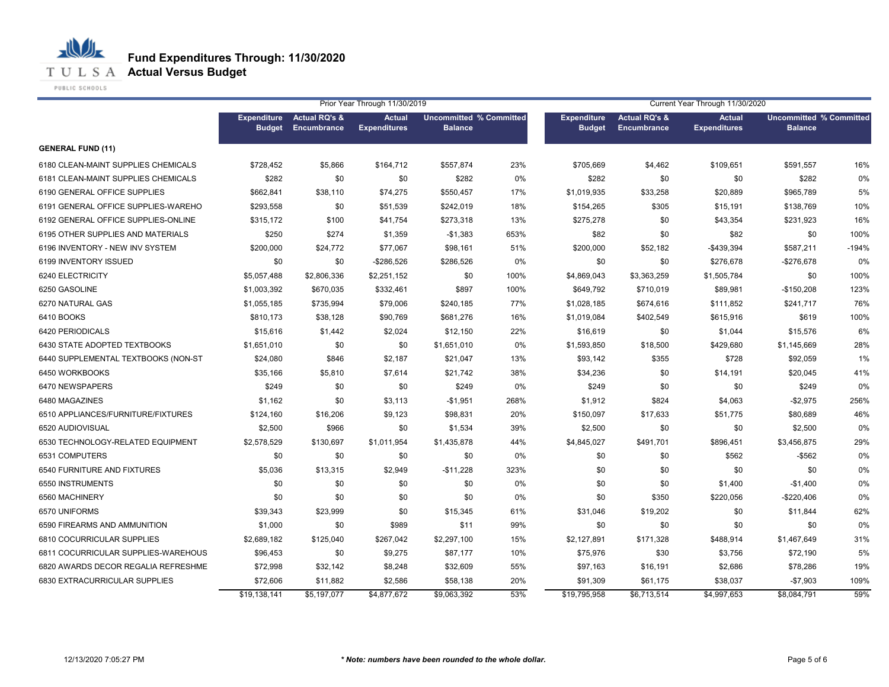# Fund Expenditures Through: 11/30/2020
## Actual Versus Budget

| | Prior Year Through 11/30/2019 | | | | | Current Year Through 11/30/2020 | | | | |
|---|---|---|---|---|---|---|---|---|---|---|
| | Expenditure Budget | Actual RQ's & Encumbrance | Actual Expenditures | Uncommitted Balance | % Committed | Expenditure Budget | Actual RQ's & Encumbrance | Actual Expenditures | Uncommitted Balance | % Committed |
| **GENERAL FUND (11)** | | | | | | | | | | |
| 6180 CLEAN-MAINT SUPPLIES CHEMICALS | $728,452 | $5,866 | $164,712 | $557,874 | 23% | $705,669 | $4,462 | $109,651 | $591,557 | 16% |
| 6181 CLEAN-MAINT SUPPLIES CHEMICALS | $282 | $0 | $0 | $282 | 0% | $282 | $0 | $0 | $282 | 0% |
| 6190 GENERAL OFFICE SUPPLIES | $662,841 | $38,110 | $74,275 | $550,457 | 17% | $1,019,935 | $33,258 | $20,889 | $965,789 | 5% |
| 6191 GENERAL OFFICE SUPPLIES-WAREHO | $293,558 | $0 | $51,539 | $242,019 | 18% | $154,265 | $305 | $15,191 | $138,769 | 10% |
| 6192 GENERAL OFFICE SUPPLIES-ONLINE | $315,172 | $100 | $41,754 | $273,318 | 13% | $275,278 | $0 | $43,354 | $231,923 | 16% |
| 6195 OTHER SUPPLIES AND MATERIALS | $250 | $274 | $1,359 | -$1,383 | 653% | $82 | $0 | $82 | $0 | 100% |
| 6196 INVENTORY - NEW INV SYSTEM | $200,000 | $24,772 | $77,067 | $98,161 | 51% | $200,000 | $52,182 | -$439,394 | $587,211 | -194% |
| 6199 INVENTORY ISSUED | $0 | $0 | -$286,526 | $286,526 | 0% | $0 | $0 | $276,678 | -$276,678 | 0% |
| 6240 ELECTRICITY | $5,057,488 | $2,806,336 | $2,251,152 | $0 | 100% | $4,869,043 | $3,363,259 | $1,505,784 | $0 | 100% |
| 6250 GASOLINE | $1,003,392 | $670,035 | $332,461 | $897 | 100% | $649,792 | $710,019 | $89,981 | -$150,208 | 123% |
| 6270 NATURAL GAS | $1,055,185 | $735,994 | $79,006 | $240,185 | 77% | $1,028,185 | $674,616 | $111,852 | $241,717 | 76% |
| 6410 BOOKS | $810,173 | $38,128 | $90,769 | $681,276 | 16% | $1,019,084 | $402,549 | $615,916 | $619 | 100% |
| 6420 PERIODICALS | $15,616 | $1,442 | $2,024 | $12,150 | 22% | $16,619 | $0 | $1,044 | $15,576 | 6% |
| 6430 STATE ADOPTED TEXTBOOKS | $1,651,010 | $0 | $0 | $1,651,010 | 0% | $1,593,850 | $18,500 | $429,680 | $1,145,669 | 28% |
| 6440 SUPPLEMENTAL TEXTBOOKS (NON-ST | $24,080 | $846 | $2,187 | $21,047 | 13% | $93,142 | $355 | $728 | $92,059 | 1% |
| 6450 WORKBOOKS | $35,166 | $5,810 | $7,614 | $21,742 | 38% | $34,236 | $0 | $14,191 | $20,045 | 41% |
| 6470 NEWSPAPERS | $249 | $0 | $0 | $249 | 0% | $249 | $0 | $0 | $249 | 0% |
| 6480 MAGAZINES | $1,162 | $0 | $3,113 | -$1,951 | 268% | $1,912 | $824 | $4,063 | -$2,975 | 256% |
| 6510 APPLIANCES/FURNITURE/FIXTURES | $124,160 | $16,206 | $9,123 | $98,831 | 20% | $150,097 | $17,633 | $51,775 | $80,689 | 46% |
| 6520 AUDIOVISUAL | $2,500 | $966 | $0 | $1,534 | 39% | $2,500 | $0 | $0 | $2,500 | 0% |
| 6530 TECHNOLOGY-RELATED EQUIPMENT | $2,578,529 | $130,697 | $1,011,954 | $1,435,878 | 44% | $4,845,027 | $491,701 | $896,451 | $3,456,875 | 29% |
| 6531 COMPUTERS | $0 | $0 | $0 | $0 | 0% | $0 | $0 | $562 | -$562 | 0% |
| 6540 FURNITURE AND FIXTURES | $5,036 | $13,315 | $2,949 | -$11,228 | 323% | $0 | $0 | $0 | $0 | 0% |
| 6550 INSTRUMENTS | $0 | $0 | $0 | $0 | 0% | $0 | $0 | $1,400 | -$1,400 | 0% |
| 6560 MACHINERY | $0 | $0 | $0 | $0 | 0% | $0 | $350 | $220,056 | -$220,406 | 0% |
| 6570 UNIFORMS | $39,343 | $23,999 | $0 | $15,345 | 61% | $31,046 | $19,202 | $0 | $11,844 | 62% |
| 6590 FIREARMS AND AMMUNITION | $1,000 | $0 | $989 | $11 | 99% | $0 | $0 | $0 | $0 | 0% |
| 6810 COCURRICULAR SUPPLIES | $2,689,182 | $125,040 | $267,042 | $2,297,100 | 15% | $2,127,891 | $171,328 | $488,914 | $1,467,649 | 31% |
| 6811 COCURRICULAR SUPPLIES-WAREHOUS | $96,453 | $0 | $9,275 | $87,177 | 10% | $75,976 | $30 | $3,756 | $72,190 | 5% |
| 6820 AWARDS DECOR REGALIA REFRESHME | $72,998 | $32,142 | $8,248 | $32,609 | 55% | $97,163 | $16,191 | $2,686 | $78,286 | 19% |
| 6830 EXTRACURRICULAR SUPPLIES | $72,606 | $11,882 | $2,586 | $58,138 | 20% | $91,309 | $61,175 | $38,037 | -$7,903 | 109% |
| | $19,138,141 | $5,197,077 | $4,877,672 | $9,063,392 | 53% | $19,795,958 | $6,713,514 | $4,997,653 | $8,084,791 | 59% |

12/13/2020 7:05:27 PM

*** Note: numbers have been rounded to the whole dollar.***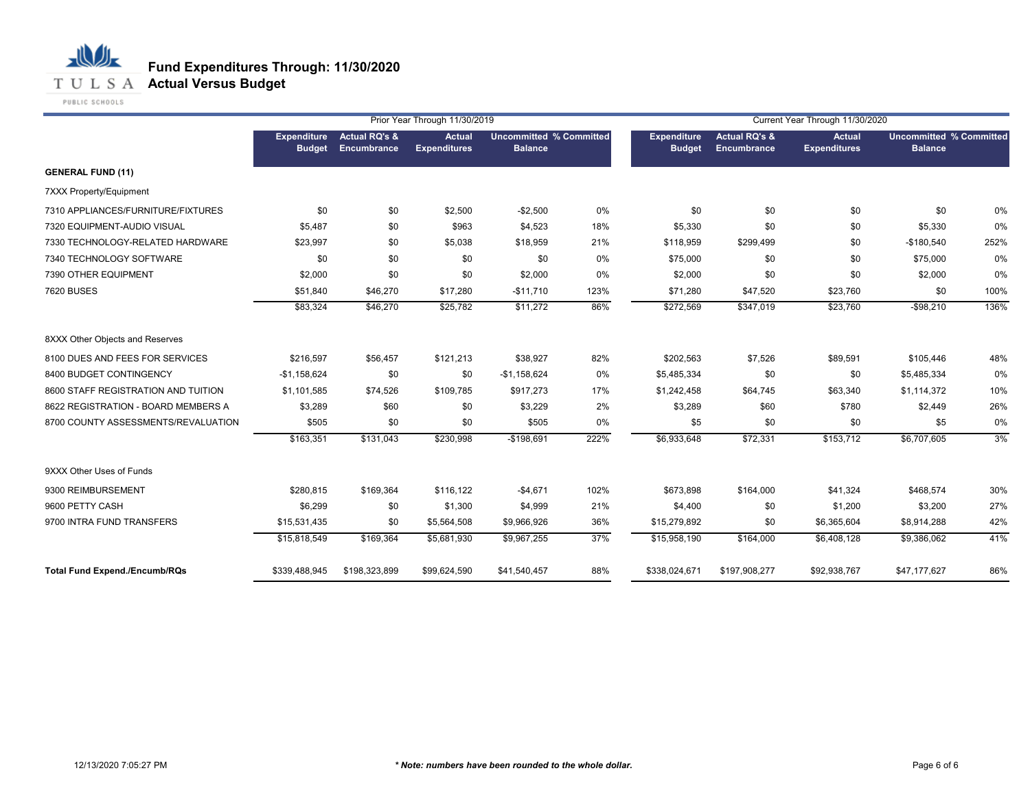# Fund Expenditures Through: 11/30/2020
## Actual Versus Budget

| | Prior Year Through 11/30/2019 | | | | | Current Year Through 11/30/2020 | | | | |
|---|---|---|---|---|---|---|---|---|---|---|
| | Expenditure Budget | Actual RQ's & Encumbrance | Actual Expenditures | Uncommitted Balance | % Committed | Expenditure Budget | Actual RQ's & Encumbrance | Actual Expenditures | Uncommitted Balance | % Committed |
| **GENERAL FUND (11)** | | | | | | | | | | |
| 7XXX Property/Equipment | | | | | | | | | | |
| 7310 APPLIANCES/FURNITURE/FIXTURES | $0 | $0 | $2,500 | -$2,500 | 0% | $0 | $0 | $0 | $0 | 0% |
| 7320 EQUIPMENT-AUDIO VISUAL | $5,487 | $0 | $963 | $4,523 | 18% | $5,330 | $0 | $0 | $5,330 | 0% |
| 7330 TECHNOLOGY-RELATED HARDWARE | $23,997 | $0 | $5,038 | $18,959 | 21% | $118,959 | $299,499 | $0 | -$180,540 | 252% |
| 7340 TECHNOLOGY SOFTWARE | $0 | $0 | $0 | $0 | 0% | $75,000 | $0 | $0 | $75,000 | 0% |
| 7390 OTHER EQUIPMENT | $2,000 | $0 | $0 | $2,000 | 0% | $2,000 | $0 | $0 | $2,000 | 0% |
| 7620 BUSES | $51,840 | $46,270 | $17,280 | -$11,710 | 123% | $71,280 | $47,520 | $23,760 | $0 | 100% |
| | $83,324 | $46,270 | $25,782 | $11,272 | 86% | $272,569 | $347,019 | $23,760 | -$98,210 | 136% |
| 8XXX Other Objects and Reserves | | | | | | | | | | |
| 8100 DUES AND FEES FOR SERVICES | $216,597 | $56,457 | $121,213 | $38,927 | 82% | $202,563 | $7,526 | $89,591 | $105,446 | 48% |
| 8400 BUDGET CONTINGENCY | -$1,158,624 | $0 | $0 | -$1,158,624 | 0% | $5,485,334 | $0 | $0 | $5,485,334 | 0% |
| 8600 STAFF REGISTRATION AND TUITION | $1,101,585 | $74,526 | $109,785 | $917,273 | 17% | $1,242,458 | $64,745 | $63,340 | $1,114,372 | 10% |
| 8622 REGISTRATION - BOARD MEMBERS A | $3,289 | $60 | $0 | $3,229 | 2% | $3,289 | $60 | $780 | $2,449 | 26% |
| 8700 COUNTY ASSESSMENTS/REVALUATION | $505 | $0 | $0 | $505 | 0% | $5 | $0 | $0 | $5 | 0% |
| | $163,351 | $131,043 | $230,998 | -$198,691 | 222% | $6,933,648 | $72,331 | $153,712 | $6,707,605 | 3% |
| 9XXX Other Uses of Funds | | | | | | | | | | |
| 9300 REIMBURSEMENT | $280,815 | $169,364 | $116,122 | -$4,671 | 102% | $673,898 | $164,000 | $41,324 | $468,574 | 30% |
| 9600 PETTY CASH | $6,299 | $0 | $1,300 | $4,999 | 21% | $4,400 | $0 | $1,200 | $3,200 | 27% |
| 9700 INTRA FUND TRANSFERS | $15,531,435 | $0 | $5,564,508 | $9,966,926 | 36% | $15,279,892 | $0 | $6,365,604 | $8,914,288 | 42% |
| | $15,818,549 | $169,364 | $5,681,930 | $9,967,255 | 37% | $15,958,190 | $164,000 | $6,408,128 | $9,386,062 | 41% |
| **Total Fund Expend./Encumb/RQs** | $339,488,945 | $198,323,899 | $99,624,590 | $41,540,457 | 88% | $338,024,671 | $197,908,277 | $92,938,767 | $47,177,627 | 86% |

12/13/2020 7:05:27 PM

***Note: numbers have been rounded to the whole dollar.***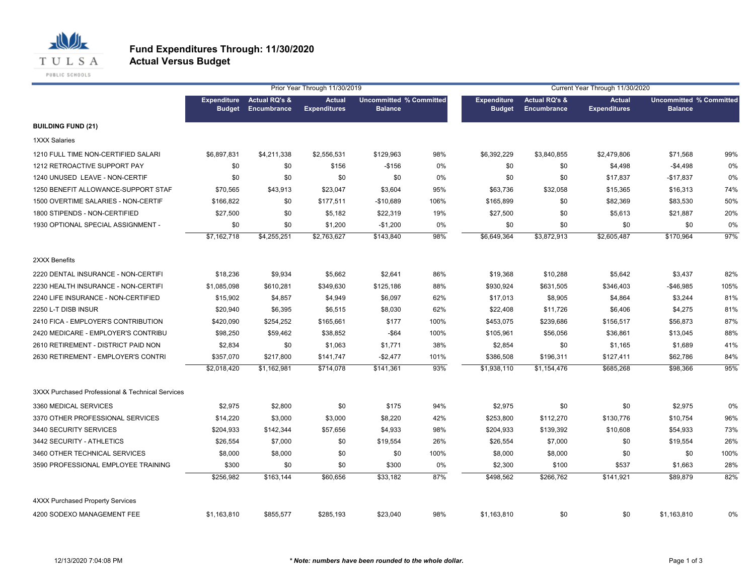# Fund Expenditures Through: 11/30/2020
## Actual Versus Budget

| | Prior Year Through 11/30/2019 | | | | | Current Year Through 11/30/2020 | | | | |
|---|---|---|---|---|---|---|---|---|---|---|
| | Expenditure Budget | Actual RQ's & Encumbrance | Actual Expenditures | Uncommitted Balance | % Committed | Expenditure Budget | Actual RQ's & Encumbrance | Actual Expenditures | Uncommitted Balance | % Committed |
| **BUILDING FUND (21)** | | | | | | | | | | |
| 1XXX Salaries | | | | | | | | | | |
| 1210 FULL TIME NON-CERTIFIED SALARI | $6,897,831 | $4,211,338 | $2,556,531 | $129,963 | 98% | $6,392,229 | $3,840,855 | $2,479,806 | $71,568 | 99% |
| 1212 RETROACTIVE SUPPORT PAY | $0 | $0 | $156 | -$156 | 0% | $0 | $0 | $4,498 | -$4,498 | 0% |
| 1240 UNUSED LEAVE - NON-CERTIF | $0 | $0 | $0 | $0 | 0% | $0 | $0 | $17,837 | -$17,837 | 0% |
| 1250 BENEFIT ALLOWANCE-SUPPORT STAF | $70,565 | $43,913 | $23,047 | $3,604 | 95% | $63,736 | $32,058 | $15,365 | $16,313 | 74% |
| 1500 OVERTIME SALARIES - NON-CERTIF | $166,822 | $0 | $177,511 | -$10,689 | 106% | $165,899 | $0 | $82,369 | $83,530 | 50% |
| 1800 STIPENDS - NON-CERTIFIED | $27,500 | $0 | $5,182 | $22,319 | 19% | $27,500 | $0 | $5,613 | $21,887 | 20% |
| 1930 OPTIONAL SPECIAL ASSIGNMENT - | $0 | $0 | $1,200 | -$1,200 | 0% | $0 | $0 | $0 | $0 | 0% |
| | $7,162,718 | $4,255,251 | $2,763,627 | $143,840 | 98% | $6,649,364 | $3,872,913 | $2,605,487 | $170,964 | 97% |
| 2XXX Benefits | | | | | | | | | | |
| 2220 DENTAL INSURANCE - NON-CERTIFI | $18,236 | $9,934 | $5,662 | $2,641 | 86% | $19,368 | $10,288 | $5,642 | $3,437 | 82% |
| 2230 HEALTH INSURANCE - NON-CERTIFI | $1,085,098 | $610,281 | $349,630 | $125,186 | 88% | $930,924 | $631,505 | $346,403 | -$46,985 | 105% |
| 2240 LIFE INSURANCE - NON-CERTIFIED | $15,902 | $4,857 | $4,949 | $6,097 | 62% | $17,013 | $8,905 | $4,864 | $3,244 | 81% |
| 2250 L-T DISB INSUR | $20,940 | $6,395 | $6,515 | $8,030 | 62% | $22,408 | $11,726 | $6,406 | $4,275 | 81% |
| 2410 FICA - EMPLOYER'S CONTRIBUTION | $420,090 | $254,252 | $165,661 | $177 | 100% | $453,075 | $239,686 | $156,517 | $56,873 | 87% |
| 2420 MEDICARE - EMPLOYER'S CONTRIBU | $98,250 | $59,462 | $38,852 | -$64 | 100% | $105,961 | $56,056 | $36,861 | $13,045 | 88% |
| 2610 RETIREMENT - DISTRICT PAID NON | $2,834 | $0 | $1,063 | $1,771 | 38% | $2,854 | $0 | $1,165 | $1,689 | 41% |
| 2630 RETIREMENT - EMPLOYER'S CONTRI | $357,070 | $217,800 | $141,747 | -$2,477 | 101% | $386,508 | $196,311 | $127,411 | $62,786 | 84% |
| | $2,018,420 | $1,162,981 | $714,078 | $141,361 | 93% | $1,938,110 | $1,154,476 | $685,268 | $98,366 | 95% |
| 3XXX Purchased Professional & Technical Services | | | | | | | | | | |
| 3360 MEDICAL SERVICES | $2,975 | $2,800 | $0 | $175 | 94% | $2,975 | $0 | $0 | $2,975 | 0% |
| 3370 OTHER PROFESSIONAL SERVICES | $14,220 | $3,000 | $3,000 | $8,220 | 42% | $253,800 | $112,270 | $130,776 | $10,754 | 96% |
| 3440 SECURITY SERVICES | $204,933 | $142,344 | $57,656 | $4,933 | 98% | $204,933 | $139,392 | $10,608 | $54,933 | 73% |
| 3442 SECURITY - ATHLETICS | $26,554 | $7,000 | $0 | $19,554 | 26% | $26,554 | $7,000 | $0 | $19,554 | 26% |
| 3460 OTHER TECHNICAL SERVICES | $8,000 | $8,000 | $0 | $0 | 100% | $8,000 | $8,000 | $0 | $0 | 100% |
| 3590 PROFESSIONAL EMPLOYEE TRAINING | $300 | $0 | $0 | $300 | 0% | $2,300 | $100 | $537 | $1,663 | 28% |
| | $256,982 | $163,144 | $60,656 | $33,182 | 87% | $498,562 | $266,762 | $141,921 | $89,879 | 82% |
| 4XXX Purchased Property Services | | | | | | | | | | |
| 4200 SODEXO MANAGEMENT FEE | $1,163,810 | $855,577 | $285,193 | $23,040 | 98% | $1,163,810 | $0 | $0 | $1,163,810 | 0% |

12/13/2020 7:04:08 PM

*** Note: numbers have been rounded to the whole dollar.**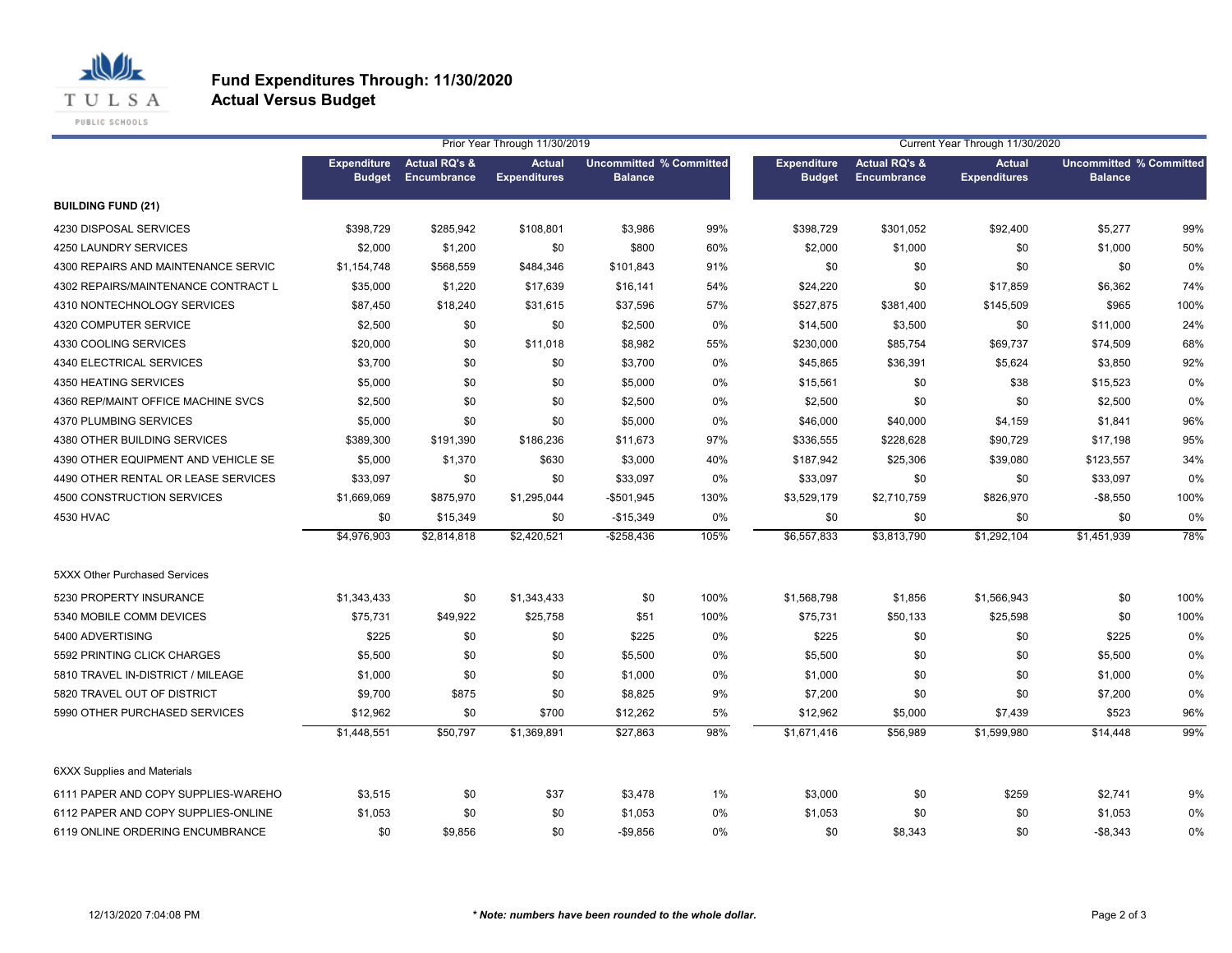# Fund Expenditures Through: 11/30/2020
## Actual Versus Budget

| | Prior Year Through 11/30/2019 | | | | | Current Year Through 11/30/2020 | | | | |
|---|---|---|---|---|---|---|---|---|---|---|
| | Expenditure Budget | Actual RQ's & Encumbrance | Actual Expenditures | Uncommitted Balance | % Committed | Expenditure Budget | Actual RQ's & Encumbrance | Actual Expenditures | Uncommitted Balance | % Committed |
| **BUILDING FUND (21)** | | | | | | | | | | |
| 4230 DISPOSAL SERVICES | $398,729 | $285,942 | $108,801 | $3,986 | 99% | $398,729 | $301,052 | $92,400 | $5,277 | 99% |
| 4250 LAUNDRY SERVICES | $2,000 | $1,200 | $0 | $800 | 60% | $2,000 | $1,000 | $0 | $1,000 | 50% |
| 4300 REPAIRS AND MAINTENANCE SERVIC | $1,154,748 | $568,559 | $484,346 | $101,843 | 91% | $0 | $0 | $0 | $0 | 0% |
| 4302 REPAIRS/MAINTENANCE CONTRACT L | $35,000 | $1,220 | $17,639 | $16,141 | 54% | $24,220 | $0 | $17,859 | $6,362 | 74% |
| 4310 NONTECHNOLOGY SERVICES | $87,450 | $18,240 | $31,615 | $37,596 | 57% | $527,875 | $381,400 | $145,509 | $965 | 100% |
| 4320 COMPUTER SERVICE | $2,500 | $0 | $0 | $2,500 | 0% | $14,500 | $3,500 | $0 | $11,000 | 24% |
| 4330 COOLING SERVICES | $20,000 | $0 | $11,018 | $8,982 | 55% | $230,000 | $85,754 | $69,737 | $74,509 | 68% |
| 4340 ELECTRICAL SERVICES | $3,700 | $0 | $0 | $3,700 | 0% | $45,865 | $36,391 | $5,624 | $3,850 | 92% |
| 4350 HEATING SERVICES | $5,000 | $0 | $0 | $5,000 | 0% | $15,561 | $0 | $38 | $15,523 | 0% |
| 4360 REP/MAINT OFFICE MACHINE SVCS | $2,500 | $0 | $0 | $2,500 | 0% | $2,500 | $0 | $0 | $2,500 | 0% |
| 4370 PLUMBING SERVICES | $5,000 | $0 | $0 | $5,000 | 0% | $46,000 | $40,000 | $4,159 | $1,841 | 96% |
| 4380 OTHER BUILDING SERVICES | $389,300 | $191,390 | $186,236 | $11,673 | 97% | $336,555 | $228,628 | $90,729 | $17,198 | 95% |
| 4390 OTHER EQUIPMENT AND VEHICLE SE | $5,000 | $1,370 | $630 | $3,000 | 40% | $187,942 | $25,306 | $39,080 | $123,557 | 34% |
| 4490 OTHER RENTAL OR LEASE SERVICES | $33,097 | $0 | $0 | $33,097 | 0% | $33,097 | $0 | $0 | $33,097 | 0% |
| 4500 CONSTRUCTION SERVICES | $1,669,069 | $875,970 | $1,295,044 | -$501,945 | 130% | $3,529,179 | $2,710,759 | $826,970 | -$8,550 | 100% |
| 4530 HVAC | $0 | $15,349 | $0 | -$15,349 | 0% | $0 | $0 | $0 | $0 | 0% |
| | $4,976,903 | $2,814,818 | $2,420,521 | -$258,436 | 105% | $6,557,833 | $3,813,790 | $1,292,104 | $1,451,939 | 78% |
| 5XXX Other Purchased Services | | | | | | | | | | |
| 5230 PROPERTY INSURANCE | $1,343,433 | $0 | $1,343,433 | $0 | 100% | $1,568,798 | $1,856 | $1,566,943 | $0 | 100% |
| 5340 MOBILE COMM DEVICES | $75,731 | $49,922 | $25,758 | $51 | 100% | $75,731 | $50,133 | $25,598 | $0 | 100% |
| 5400 ADVERTISING | $225 | $0 | $0 | $225 | 0% | $225 | $0 | $0 | $225 | 0% |
| 5592 PRINTING CLICK CHARGES | $5,500 | $0 | $0 | $5,500 | 0% | $5,500 | $0 | $0 | $5,500 | 0% |
| 5810 TRAVEL IN-DISTRICT / MILEAGE | $1,000 | $0 | $0 | $1,000 | 0% | $1,000 | $0 | $0 | $1,000 | 0% |
| 5820 TRAVEL OUT OF DISTRICT | $9,700 | $875 | $0 | $8,825 | 9% | $7,200 | $0 | $0 | $7,200 | 0% |
| 5990 OTHER PURCHASED SERVICES | $12,962 | $0 | $700 | $12,262 | 5% | $12,962 | $5,000 | $7,439 | $523 | 96% |
| | $1,448,551 | $50,797 | $1,369,891 | $27,863 | 98% | $1,671,416 | $56,989 | $1,599,980 | $14,448 | 99% |
| 6XXX Supplies and Materials | | | | | | | | | | |
| 6111 PAPER AND COPY SUPPLIES-WAREHO | $3,515 | $0 | $37 | $3,478 | 1% | $3,000 | $0 | $259 | $2,741 | 9% |
| 6112 PAPER AND COPY SUPPLIES-ONLINE | $1,053 | $0 | $0 | $1,053 | 0% | $1,053 | $0 | $0 | $1,053 | 0% |
| 6119 ONLINE ORDERING ENCUMBRANCE | $0 | $9,856 | $0 | -$9,856 | 0% | $0 | $8,343 | $0 | -$8,343 | 0% |

12/13/2020 7:04:08 PM

***Note: numbers have been rounded to the whole dollar.***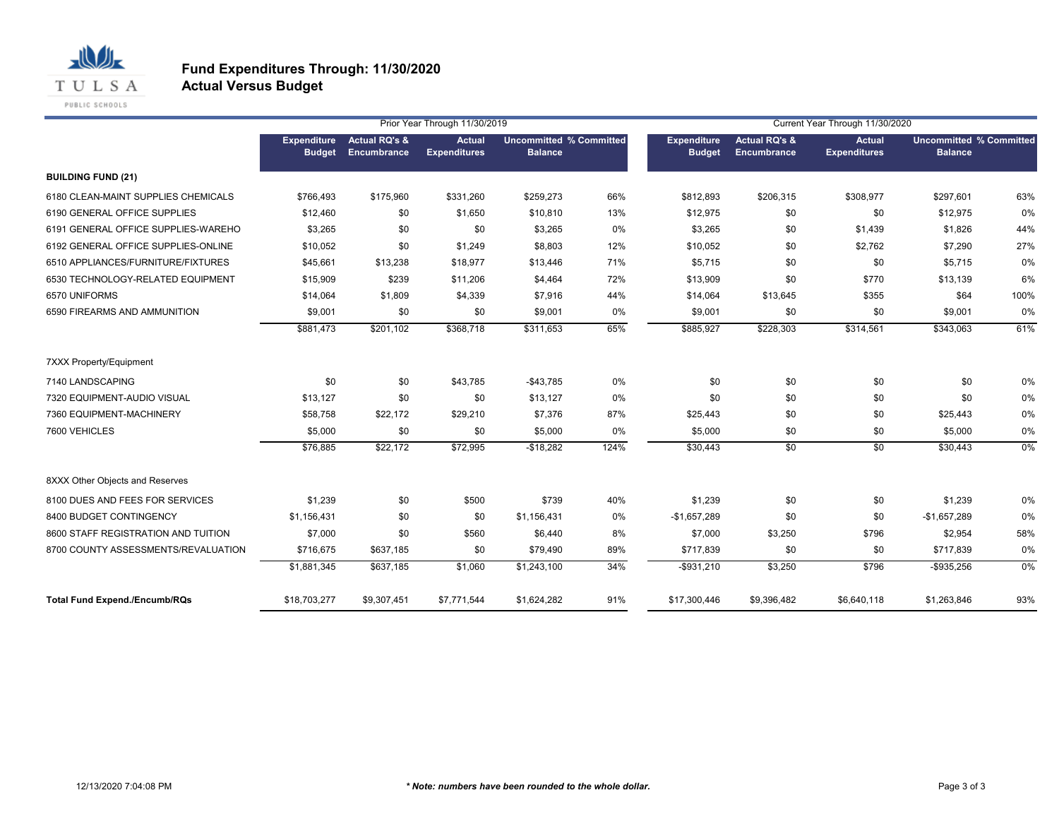# Fund Expenditures Through: 11/30/2020
## Actual Versus Budget

| | Prior Year Through 11/30/2019 | | | | | Current Year Through 11/30/2020 | | | | |
|---|---|---|---|---|---|---|---|---|---|---|
| | Expenditure Budget | Actual RQ's & Encumbrance | Actual Expenditures | Uncommitted Balance | % Committed | Expenditure Budget | Actual RQ's & Encumbrance | Actual Expenditures | Uncommitted Balance | % Committed |
| **BUILDING FUND (21)** | | | | | | | | | | |
| 6180 CLEAN-MAINT SUPPLIES CHEMICALS | $766,493 | $175,960 | $331,260 | $259,273 | 66% | $812,893 | $206,315 | $308,977 | $297,601 | 63% |
| 6190 GENERAL OFFICE SUPPLIES | $12,460 | $0 | $1,650 | $10,810 | 13% | $12,975 | $0 | $0 | $12,975 | 0% |
| 6191 GENERAL OFFICE SUPPLIES-WAREHO | $3,265 | $0 | $0 | $3,265 | 0% | $3,265 | $0 | $1,439 | $1,826 | 44% |
| 6192 GENERAL OFFICE SUPPLIES-ONLINE | $10,052 | $0 | $1,249 | $8,803 | 12% | $10,052 | $0 | $2,762 | $7,290 | 27% |
| 6510 APPLIANCES/FURNITURE/FIXTURES | $45,661 | $13,238 | $18,977 | $13,446 | 71% | $5,715 | $0 | $0 | $5,715 | 0% |
| 6530 TECHNOLOGY-RELATED EQUIPMENT | $15,909 | $239 | $11,206 | $4,464 | 72% | $13,909 | $0 | $770 | $13,139 | 6% |
| 6570 UNIFORMS | $14,064 | $1,809 | $4,339 | $7,916 | 44% | $14,064 | $13,645 | $355 | $64 | 100% |
| 6590 FIREARMS AND AMMUNITION | $9,001 | $0 | $0 | $9,001 | 0% | $9,001 | $0 | $0 | $9,001 | 0% |
| | $881,473 | $201,102 | $368,718 | $311,653 | 65% | $885,927 | $228,303 | $314,561 | $343,063 | 61% |
| 7XXX Property/Equipment | | | | | | | | | | |
| 7140 LANDSCAPING | $0 | $0 | $43,785 | -$43,785 | 0% | $0 | $0 | $0 | $0 | 0% |
| 7320 EQUIPMENT-AUDIO VISUAL | $13,127 | $0 | $0 | $13,127 | 0% | $0 | $0 | $0 | $0 | 0% |
| 7360 EQUIPMENT-MACHINERY | $58,758 | $22,172 | $29,210 | $7,376 | 87% | $25,443 | $0 | $0 | $25,443 | 0% |
| 7600 VEHICLES | $5,000 | $0 | $0 | $5,000 | 0% | $5,000 | $0 | $0 | $5,000 | 0% |
| | $76,885 | $22,172 | $72,995 | -$18,282 | 124% | $30,443 | $0 | $0 | $30,443 | 0% |
| 8XXX Other Objects and Reserves | | | | | | | | | | |
| 8100 DUES AND FEES FOR SERVICES | $1,239 | $0 | $500 | $739 | 40% | $1,239 | $0 | $0 | $1,239 | 0% |
| 8400 BUDGET CONTINGENCY | $1,156,431 | $0 | $0 | $1,156,431 | 0% | -$1,657,289 | $0 | $0 | -$1,657,289 | 0% |
| 8600 STAFF REGISTRATION AND TUITION | $7,000 | $0 | $560 | $6,440 | 8% | $7,000 | $3,250 | $796 | $2,954 | 58% |
| 8700 COUNTY ASSESSMENTS/REVALUATION | $716,675 | $637,185 | $0 | $79,490 | 89% | $717,839 | $0 | $0 | $717,839 | 0% |
| | $1,881,345 | $637,185 | $1,060 | $1,243,100 | 34% | -$931,210 | $3,250 | $796 | -$935,256 | 0% |
| **Total Fund Expend./Encumb/RQs** | $18,703,277 | $9,307,451 | $7,771,544 | $1,624,282 | 91% | $17,300,446 | $9,396,482 | $6,640,118 | $1,263,846 | 93% |

12/13/2020 7:04:08 PM

***\* Note: numbers have been rounded to the whole dollar.***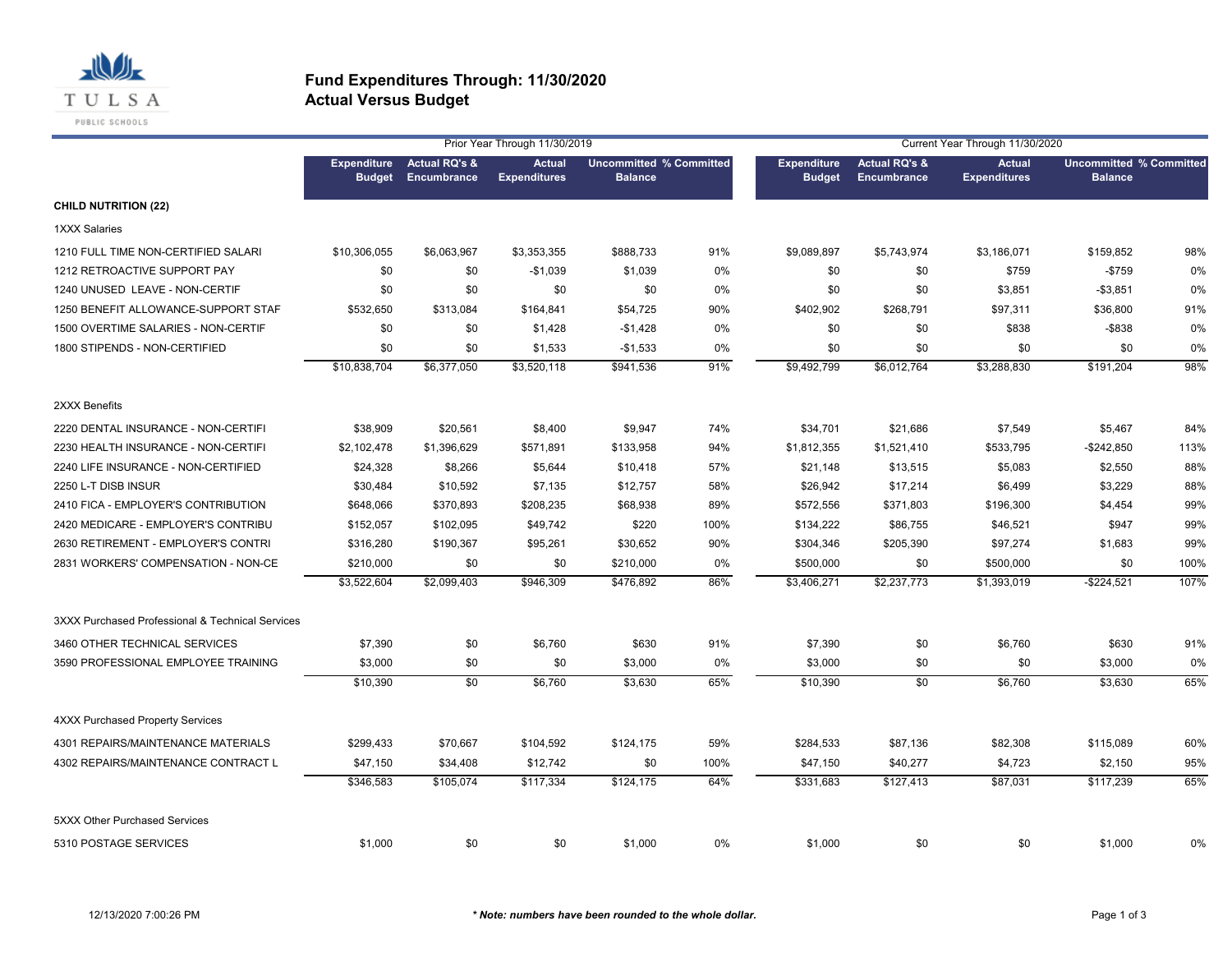# Fund Expenditures Through: 11/30/2020
## Actual Versus Budget

| | Prior Year Through 11/30/2019 | | | | | Current Year Through 11/30/2020 | | | | |
|---|---|---|---|---|---|---|---|---|---|---|
| | Expenditure Budget | Actual RQ's & Encumbrance | Actual Expenditures | Uncommitted Balance | % Committed | Expenditure Budget | Actual RQ's & Encumbrance | Actual Expenditures | Uncommitted Balance | % Committed |
| **CHILD NUTRITION (22)** | | | | | | | | | | |
| 1XXX Salaries | | | | | | | | | | |
| 1210 FULL TIME NON-CERTIFIED SALARI | $10,306,055 | $6,063,967 | $3,353,355 | $888,733 | 91% | $9,089,897 | $5,743,974 | $3,186,071 | $159,852 | 98% |
| 1212 RETROACTIVE SUPPORT PAY | $0 | $0 | -$1,039 | $1,039 | 0% | $0 | $0 | $759 | -$759 | 0% |
| 1240 UNUSED LEAVE - NON-CERTIF | $0 | $0 | $0 | $0 | 0% | $0 | $0 | $3,851 | -$3,851 | 0% |
| 1250 BENEFIT ALLOWANCE-SUPPORT STAF | $532,650 | $313,084 | $164,841 | $54,725 | 90% | $402,902 | $268,791 | $97,311 | $36,800 | 91% |
| 1500 OVERTIME SALARIES - NON-CERTIF | $0 | $0 | $1,428 | -$1,428 | 0% | $0 | $0 | $838 | -$838 | 0% |
| 1800 STIPENDS - NON-CERTIFIED | $0 | $0 | $1,533 | -$1,533 | 0% | $0 | $0 | $0 | $0 | 0% |
| | $10,838,704 | $6,377,050 | $3,520,118 | $941,536 | 91% | $9,492,799 | $6,012,764 | $3,288,830 | $191,204 | 98% |
| 2XXX Benefits | | | | | | | | | | |
| 2220 DENTAL INSURANCE - NON-CERTIFI | $38,909 | $20,561 | $8,400 | $9,947 | 74% | $34,701 | $21,686 | $7,549 | $5,467 | 84% |
| 2230 HEALTH INSURANCE - NON-CERTIFI | $2,102,478 | $1,396,629 | $571,891 | $133,958 | 94% | $1,812,355 | $1,521,410 | $533,795 | -$242,850 | 113% |
| 2240 LIFE INSURANCE - NON-CERTIFIED | $24,328 | $8,266 | $5,644 | $10,418 | 57% | $21,148 | $13,515 | $5,083 | $2,550 | 88% |
| 2250 L-T DISB INSUR | $30,484 | $10,592 | $7,135 | $12,757 | 58% | $26,942 | $17,214 | $6,499 | $3,229 | 88% |
| 2410 FICA - EMPLOYER'S CONTRIBUTION | $648,066 | $370,893 | $208,235 | $68,938 | 89% | $572,556 | $371,803 | $196,300 | $4,454 | 99% |
| 2420 MEDICARE - EMPLOYER'S CONTRIBU | $152,057 | $102,095 | $49,742 | $220 | 100% | $134,222 | $86,755 | $46,521 | $947 | 99% |
| 2630 RETIREMENT - EMPLOYER'S CONTRI | $316,280 | $190,367 | $95,261 | $30,652 | 90% | $304,346 | $205,390 | $97,274 | $1,683 | 99% |
| 2831 WORKERS' COMPENSATION - NON-CE | $210,000 | $0 | $0 | $210,000 | 0% | $500,000 | $0 | $500,000 | $0 | 100% |
| | $3,522,604 | $2,099,403 | $946,309 | $476,892 | 86% | $3,406,271 | $2,237,773 | $1,393,019 | -$224,521 | 107% |
| 3XXX Purchased Professional & Technical Services | | | | | | | | | | |
| 3460 OTHER TECHNICAL SERVICES | $7,390 | $0 | $6,760 | $630 | 91% | $7,390 | $0 | $6,760 | $630 | 91% |
| 3590 PROFESSIONAL EMPLOYEE TRAINING | $3,000 | $0 | $0 | $3,000 | 0% | $3,000 | $0 | $0 | $3,000 | 0% |
| | $10,390 | $0 | $6,760 | $3,630 | 65% | $10,390 | $0 | $6,760 | $3,630 | 65% |
| 4XXX Purchased Property Services | | | | | | | | | | |
| 4301 REPAIRS/MAINTENANCE MATERIALS | $299,433 | $70,667 | $104,592 | $124,175 | 59% | $284,533 | $87,136 | $82,308 | $115,089 | 60% |
| 4302 REPAIRS/MAINTENANCE CONTRACT L | $47,150 | $34,408 | $12,742 | $0 | 100% | $47,150 | $40,277 | $4,723 | $2,150 | 95% |
| | $346,583 | $105,074 | $117,334 | $124,175 | 64% | $331,683 | $127,413 | $87,031 | $117,239 | 65% |
| 5XXX Other Purchased Services | | | | | | | | | | |
| 5310 POSTAGE SERVICES | $1,000 | $0 | $0 | $1,000 | 0% | $1,000 | $0 | $0 | $1,000 | 0% |

12/13/2020 7:00:26 PM

*** Note: numbers have been rounded to the whole dollar.**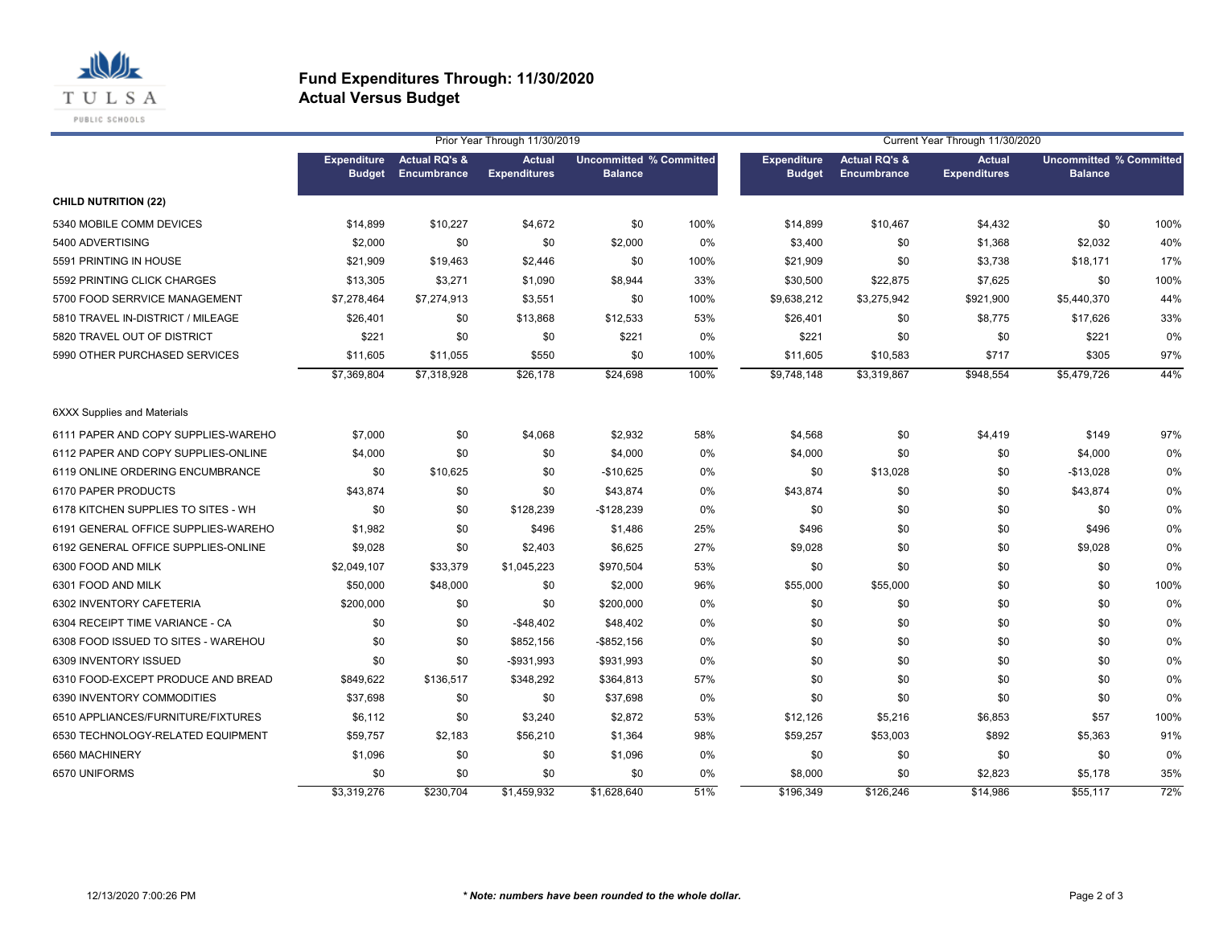# Fund Expenditures Through: 11/30/2020
## Actual Versus Budget

| | Prior Year Through 11/30/2019 | | | | | Current Year Through 11/30/2020 | | | | |
|---|---|---|---|---|---|---|---|---|---|---|
| | Expenditure Budget | Actual RQ's & Encumbrance | Actual Expenditures | Uncommitted Balance | % Committed | Expenditure Budget | Actual RQ's & Encumbrance | Actual Expenditures | Uncommitted Balance | % Committed |
| **CHILD NUTRITION (22)** | | | | | | | | | | |
| 5340 MOBILE COMM DEVICES | $14,899 | $10,227 | $4,672 | $0 | 100% | $14,899 | $10,467 | $4,432 | $0 | 100% |
| 5400 ADVERTISING | $2,000 | $0 | $0 | $2,000 | 0% | $3,400 | $0 | $1,368 | $2,032 | 40% |
| 5591 PRINTING IN HOUSE | $21,909 | $19,463 | $2,446 | $0 | 100% | $21,909 | $0 | $3,738 | $18,171 | 17% |
| 5592 PRINTING CLICK CHARGES | $13,305 | $3,271 | $1,090 | $8,944 | 33% | $30,500 | $22,875 | $7,625 | $0 | 100% |
| 5700 FOOD SERRVICE MANAGEMENT | $7,278,464 | $7,274,913 | $3,551 | $0 | 100% | $9,638,212 | $3,275,942 | $921,900 | $5,440,370 | 44% |
| 5810 TRAVEL IN-DISTRICT / MILEAGE | $26,401 | $0 | $13,868 | $12,533 | 53% | $26,401 | $0 | $8,775 | $17,626 | 33% |
| 5820 TRAVEL OUT OF DISTRICT | $221 | $0 | $0 | $221 | 0% | $221 | $0 | $0 | $221 | 0% |
| 5990 OTHER PURCHASED SERVICES | $11,605 | $11,055 | $550 | $0 | 100% | $11,605 | $10,583 | $717 | $305 | 97% |
| | $7,369,804 | $7,318,928 | $26,178 | $24,698 | 100% | $9,748,148 | $3,319,867 | $948,554 | $5,479,726 | 44% |
| 6XXX Supplies and Materials | | | | | | | | | | |
| 6111 PAPER AND COPY SUPPLIES-WAREHO | $7,000 | $0 | $4,068 | $2,932 | 58% | $4,568 | $0 | $4,419 | $149 | 97% |
| 6112 PAPER AND COPY SUPPLIES-ONLINE | $4,000 | $0 | $0 | $4,000 | 0% | $4,000 | $0 | $0 | $4,000 | 0% |
| 6119 ONLINE ORDERING ENCUMBRANCE | $0 | $10,625 | $0 | -$10,625 | 0% | $0 | $13,028 | $0 | -$13,028 | 0% |
| 6170 PAPER PRODUCTS | $43,874 | $0 | $0 | $43,874 | 0% | $43,874 | $0 | $0 | $43,874 | 0% |
| 6178 KITCHEN SUPPLIES TO SITES - WH | $0 | $0 | $128,239 | -$128,239 | 0% | $0 | $0 | $0 | $0 | 0% |
| 6191 GENERAL OFFICE SUPPLIES-WAREHO | $1,982 | $0 | $496 | $1,486 | 25% | $496 | $0 | $0 | $496 | 0% |
| 6192 GENERAL OFFICE SUPPLIES-ONLINE | $9,028 | $0 | $2,403 | $6,625 | 27% | $9,028 | $0 | $0 | $9,028 | 0% |
| 6300 FOOD AND MILK | $2,049,107 | $33,379 | $1,045,223 | $970,504 | 53% | $0 | $0 | $0 | $0 | 0% |
| 6301 FOOD AND MILK | $50,000 | $48,000 | $0 | $2,000 | 96% | $55,000 | $55,000 | $0 | $0 | 100% |
| 6302 INVENTORY CAFETERIA | $200,000 | $0 | $0 | $200,000 | 0% | $0 | $0 | $0 | $0 | 0% |
| 6304 RECEIPT TIME VARIANCE - CA | $0 | $0 | -$48,402 | $48,402 | 0% | $0 | $0 | $0 | $0 | 0% |
| 6308 FOOD ISSUED TO SITES - WAREHOU | $0 | $0 | $852,156 | -$852,156 | 0% | $0 | $0 | $0 | $0 | 0% |
| 6309 INVENTORY ISSUED | $0 | $0 | -$931,993 | $931,993 | 0% | $0 | $0 | $0 | $0 | 0% |
| 6310 FOOD-EXCEPT PRODUCE AND BREAD | $849,622 | $136,517 | $348,292 | $364,813 | 57% | $0 | $0 | $0 | $0 | 0% |
| 6390 INVENTORY COMMODITIES | $37,698 | $0 | $0 | $37,698 | 0% | $0 | $0 | $0 | $0 | 0% |
| 6510 APPLIANCES/FURNITURE/FIXTURES | $6,112 | $0 | $3,240 | $2,872 | 53% | $12,126 | $5,216 | $6,853 | $57 | 100% |
| 6530 TECHNOLOGY-RELATED EQUIPMENT | $59,757 | $2,183 | $56,210 | $1,364 | 98% | $59,257 | $53,003 | $892 | $5,363 | 91% |
| 6560 MACHINERY | $1,096 | $0 | $0 | $1,096 | 0% | $0 | $0 | $0 | $0 | 0% |
| 6570 UNIFORMS | $0 | $0 | $0 | $0 | 0% | $8,000 | $0 | $2,823 | $5,178 | 35% |
| | $3,319,276 | $230,704 | $1,459,932 | $1,628,640 | 51% | $196,349 | $126,246 | $14,986 | $55,117 | 72% |

12/13/2020 7:00:26 PM

*** Note: numbers have been rounded to the whole dollar.**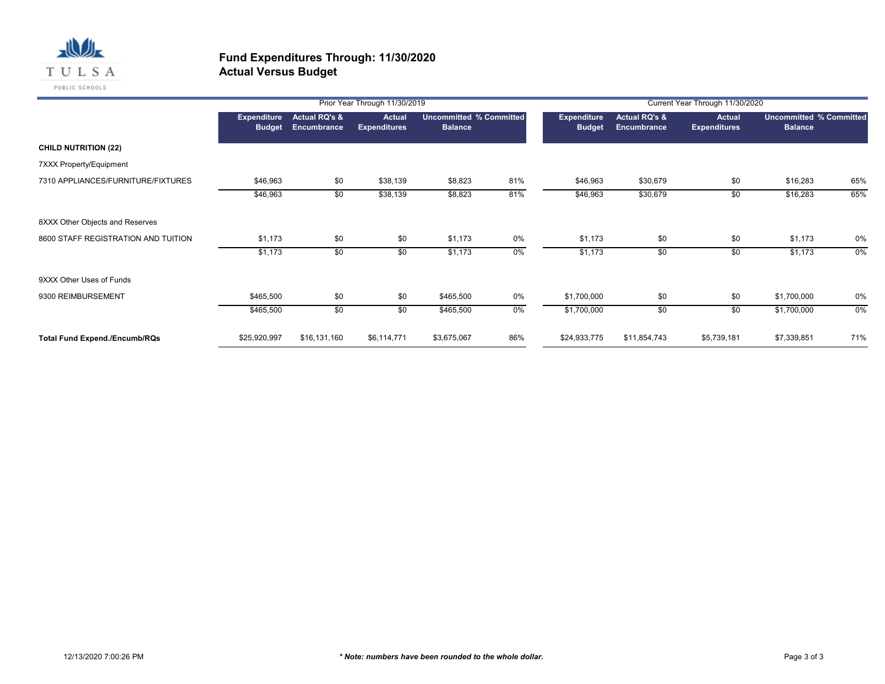## Fund Expenditures Through: 11/30/2020
## Actual Versus Budget

| | Prior Year Through 11/30/2019 | | | | | Current Year Through 11/30/2020 | | | | |
|---|---|---|---|---|---|---|---|---|---|---|
| | Expenditure Budget | Actual RQ's & Encumbrance | Actual Expenditures | Uncommitted Balance | % Committed | Expenditure Budget | Actual RQ's & Encumbrance | Actual Expenditures | Uncommitted Balance | % Committed |
| **CHILD NUTRITION (22)** | | | | | | | | | | |
| 7XXX Property/Equipment | | | | | | | | | | |
| 7310 APPLIANCES/FURNITURE/FIXTURES | $46,963 | $0 | $38,139 | $8,823 | 81% | $46,963 | $30,679 | $0 | $16,283 | 65% |
| | $46,963 | $0 | $38,139 | $8,823 | 81% | $46,963 | $30,679 | $0 | $16,283 | 65% |
| 8XXX Other Objects and Reserves | | | | | | | | | | |
| 8600 STAFF REGISTRATION AND TUITION | $1,173 | $0 | $0 | $1,173 | 0% | $1,173 | $0 | $0 | $1,173 | 0% |
| | $1,173 | $0 | $0 | $1,173 | 0% | $1,173 | $0 | $0 | $1,173 | 0% |
| 9XXX Other Uses of Funds | | | | | | | | | | |
| 9300 REIMBURSEMENT | $465,500 | $0 | $0 | $465,500 | 0% | $1,700,000 | $0 | $0 | $1,700,000 | 0% |
| | $465,500 | $0 | $0 | $465,500 | 0% | $1,700,000 | $0 | $0 | $1,700,000 | 0% |
| **Total Fund Expend./Encumb/RQs** | $25,920,997 | $16,131,160 | $6,114,771 | $3,675,067 | 86% | $24,933,775 | $11,854,743 | $5,739,181 | $7,339,851 | 71% |

12/13/2020 7:00:26 PM

****Note: numbers have been rounded to the whole dollar.***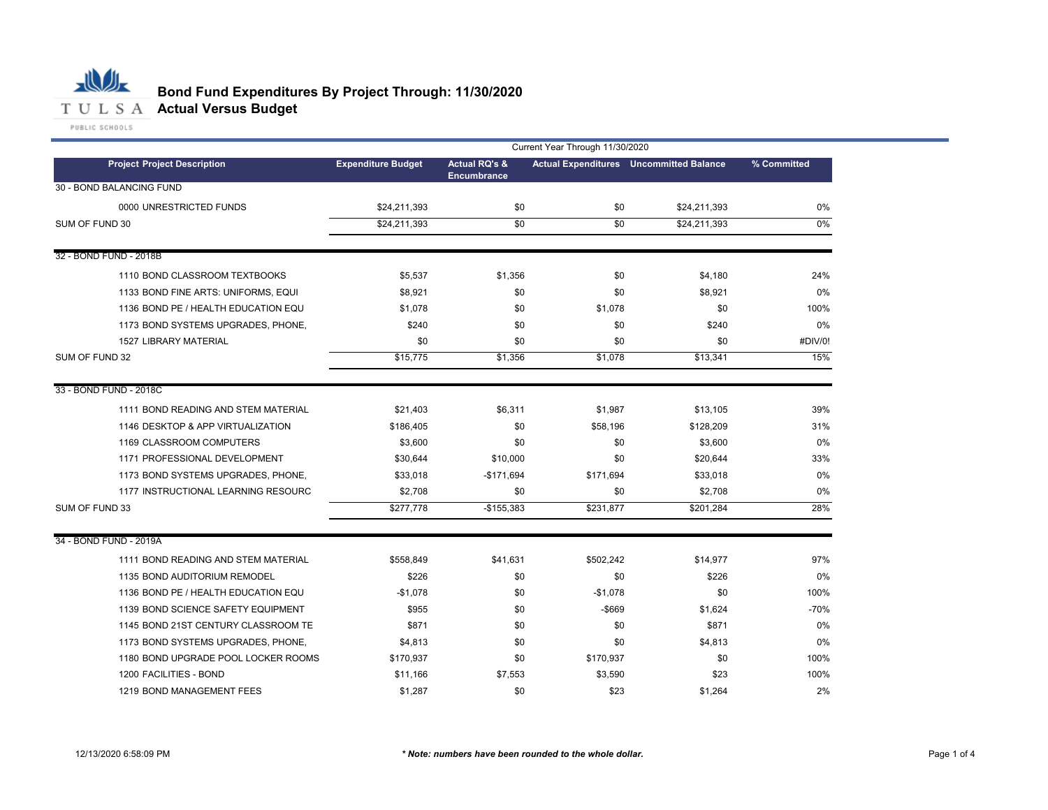# Bond Fund Expenditures By Project Through: 11/30/2020

## Actual Versus Budget

| | | Current Year Through 11/30/2020 | | | |
|---|---|---|---|---|---|
| **Project Project Description** | **Expenditure Budget** | **Actual RQ's & Encumbrance** | **Actual Expenditures** | **Uncommitted Balance** | **% Committed** |
| 30 - BOND BALANCING FUND | | | | | |
| 0000 UNRESTRICTED FUNDS | $24,211,393 | $0 | $0 | $24,211,393 | 0% |
| SUM OF FUND 30 | $24,211,393 | $0 | $0 | $24,211,393 | 0% |
| 32 - BOND FUND - 2018B | | | | | |
| 1110 BOND CLASSROOM TEXTBOOKS | $5,537 | $1,356 | $0 | $4,180 | 24% |
| 1133 BOND FINE ARTS: UNIFORMS, EQUI | $8,921 | $0 | $0 | $8,921 | 0% |
| 1136 BOND PE / HEALTH EDUCATION EQU | $1,078 | $0 | $1,078 | $0 | 100% |
| 1173 BOND SYSTEMS UPGRADES, PHONE, | $240 | $0 | $0 | $240 | 0% |
| 1527 LIBRARY MATERIAL | $0 | $0 | $0 | $0 | #DIV/0! |
| SUM OF FUND 32 | $15,775 | $1,356 | $1,078 | $13,341 | 15% |
| 33 - BOND FUND - 2018C | | | | | |
| 1111 BOND READING AND STEM MATERIAL | $21,403 | $6,311 | $1,987 | $13,105 | 39% |
| 1146 DESKTOP & APP VIRTUALIZATION | $186,405 | $0 | $58,196 | $128,209 | 31% |
| 1169 CLASSROOM COMPUTERS | $3,600 | $0 | $0 | $3,600 | 0% |
| 1171 PROFESSIONAL DEVELOPMENT | $30,644 | $10,000 | $0 | $20,644 | 33% |
| 1173 BOND SYSTEMS UPGRADES, PHONE, | $33,018 | -$171,694 | $171,694 | $33,018 | 0% |
| 1177 INSTRUCTIONAL LEARNING RESOURC | $2,708 | $0 | $0 | $2,708 | 0% |
| SUM OF FUND 33 | $277,778 | -$155,383 | $231,877 | $201,284 | 28% |
| 34 - BOND FUND - 2019A | | | | | |
| 1111 BOND READING AND STEM MATERIAL | $558,849 | $41,631 | $502,242 | $14,977 | 97% |
| 1135 BOND AUDITORIUM REMODEL | $226 | $0 | $0 | $226 | 0% |
| 1136 BOND PE / HEALTH EDUCATION EQU | -$1,078 | $0 | -$1,078 | $0 | 100% |
| 1139 BOND SCIENCE SAFETY EQUIPMENT | $955 | $0 | -$669 | $1,624 | -70% |
| 1145 BOND 21ST CENTURY CLASSROOM TE | $871 | $0 | $0 | $871 | 0% |
| 1173 BOND SYSTEMS UPGRADES, PHONE, | $4,813 | $0 | $0 | $4,813 | 0% |
| 1180 BOND UPGRADE POOL LOCKER ROOMS | $170,937 | $0 | $170,937 | $0 | 100% |
| 1200 FACILITIES - BOND | $11,166 | $7,553 | $3,590 | $23 | 100% |
| 1219 BOND MANAGEMENT FEES | $1,287 | $0 | $23 | $1,264 | 2% |

12/13/2020 6:58:09 PM

***Note: numbers have been rounded to the whole dollar.**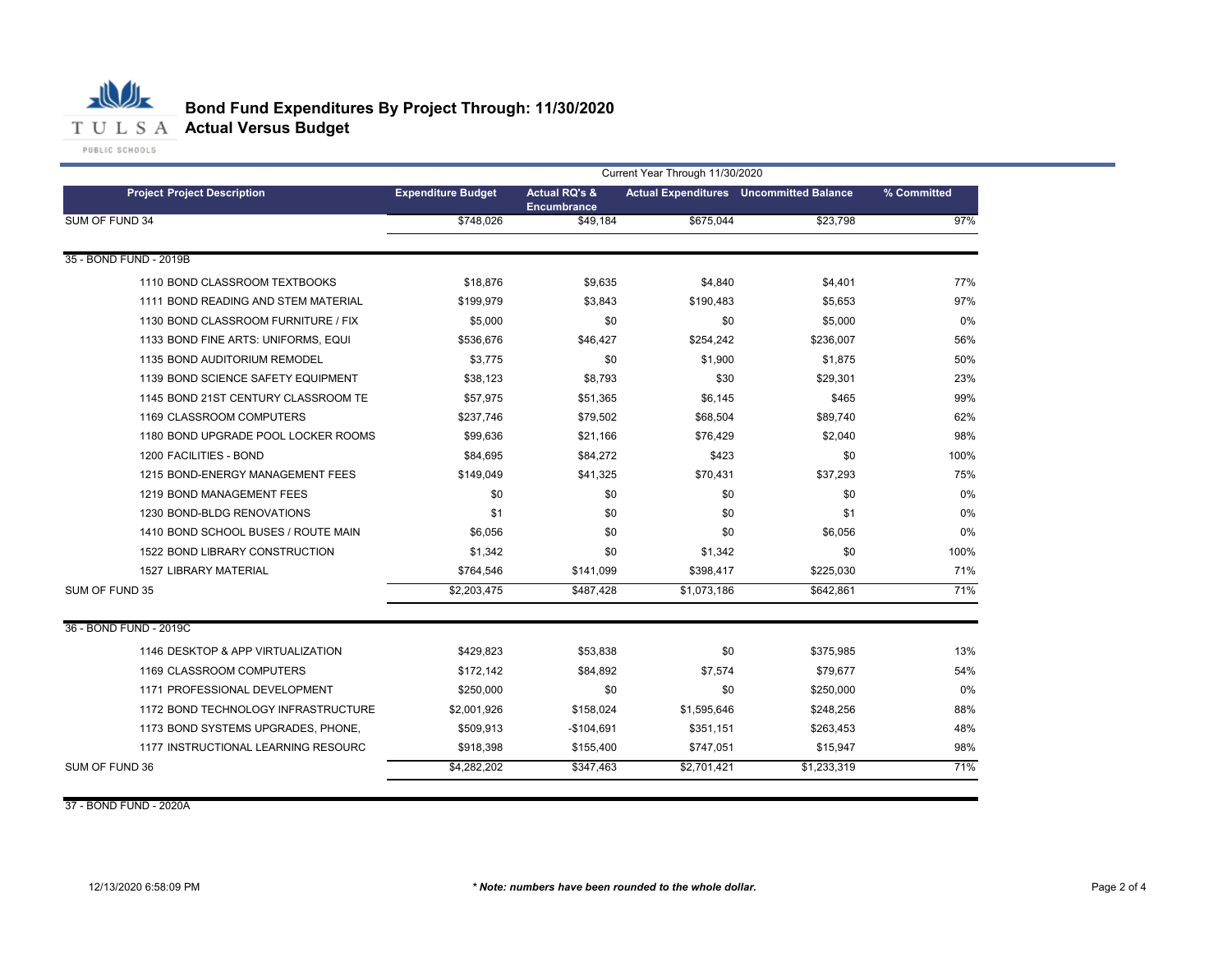# Bond Fund Expenditures By Project Through: 11/30/2020

## Actual Versus Budget

| Project Project Description | Expenditure Budget | Actual RQ's & Encumbrance | Actual Expenditures | Uncommitted Balance | % Committed |
|---|---|---|---|---|---|
| | Current Year Through 11/30/2020 | | | | |
| SUM OF FUND 34 | $748,026 | $49,184 | $675,044 | $23,798 | 97% |
| **35 - BOND FUND - 2019B** | | | | | |
| 1110 BOND CLASSROOM TEXTBOOKS | $18,876 | $9,635 | $4,840 | $4,401 | 77% |
| 1111 BOND READING AND STEM MATERIAL | $199,979 | $3,843 | $190,483 | $5,653 | 97% |
| 1130 BOND CLASSROOM FURNITURE / FIX | $5,000 | $0 | $0 | $5,000 | 0% |
| 1133 BOND FINE ARTS: UNIFORMS, EQUI | $536,676 | $46,427 | $254,242 | $236,007 | 56% |
| 1135 BOND AUDITORIUM REMODEL | $3,775 | $0 | $1,900 | $1,875 | 50% |
| 1139 BOND SCIENCE SAFETY EQUIPMENT | $38,123 | $8,793 | $30 | $29,301 | 23% |
| 1145 BOND 21ST CENTURY CLASSROOM TE | $57,975 | $51,365 | $6,145 | $465 | 99% |
| 1169 CLASSROOM COMPUTERS | $237,746 | $79,502 | $68,504 | $89,740 | 62% |
| 1180 BOND UPGRADE POOL LOCKER ROOMS | $99,636 | $21,166 | $76,429 | $2,040 | 98% |
| 1200 FACILITIES - BOND | $84,695 | $84,272 | $423 | $0 | 100% |
| 1215 BOND-ENERGY MANAGEMENT FEES | $149,049 | $41,325 | $70,431 | $37,293 | 75% |
| 1219 BOND MANAGEMENT FEES | $0 | $0 | $0 | $0 | 0% |
| 1230 BOND-BLDG RENOVATIONS | $1 | $0 | $0 | $1 | 0% |
| 1410 BOND SCHOOL BUSES / ROUTE MAIN | $6,056 | $0 | $0 | $6,056 | 0% |
| 1522 BOND LIBRARY CONSTRUCTION | $1,342 | $0 | $1,342 | $0 | 100% |
| 1527 LIBRARY MATERIAL | $764,546 | $141,099 | $398,417 | $225,030 | 71% |
| SUM OF FUND 35 | $2,203,475 | $487,428 | $1,073,186 | $642,861 | 71% |
| **36 - BOND FUND - 2019C** | | | | | |
| 1146 DESKTOP & APP VIRTUALIZATION | $429,823 | $53,838 | $0 | $375,985 | 13% |
| 1169 CLASSROOM COMPUTERS | $172,142 | $84,892 | $7,574 | $79,677 | 54% |
| 1171 PROFESSIONAL DEVELOPMENT | $250,000 | $0 | $0 | $250,000 | 0% |
| 1172 BOND TECHNOLOGY INFRASTRUCTURE | $2,001,926 | $158,024 | $1,595,646 | $248,256 | 88% |
| 1173 BOND SYSTEMS UPGRADES, PHONE, | $509,913 | -$104,691 | $351,151 | $263,453 | 48% |
| 1177 INSTRUCTIONAL LEARNING RESOURC | $918,398 | $155,400 | $747,051 | $15,947 | 98% |
| SUM OF FUND 36 | $4,282,202 | $347,463 | $2,701,421 | $1,233,319 | 71% |
| **37 - BOND FUND - 2020A** | | | | | |

12/13/2020 6:58:09 PM

*** Note: numbers have been rounded to the whole dollar.**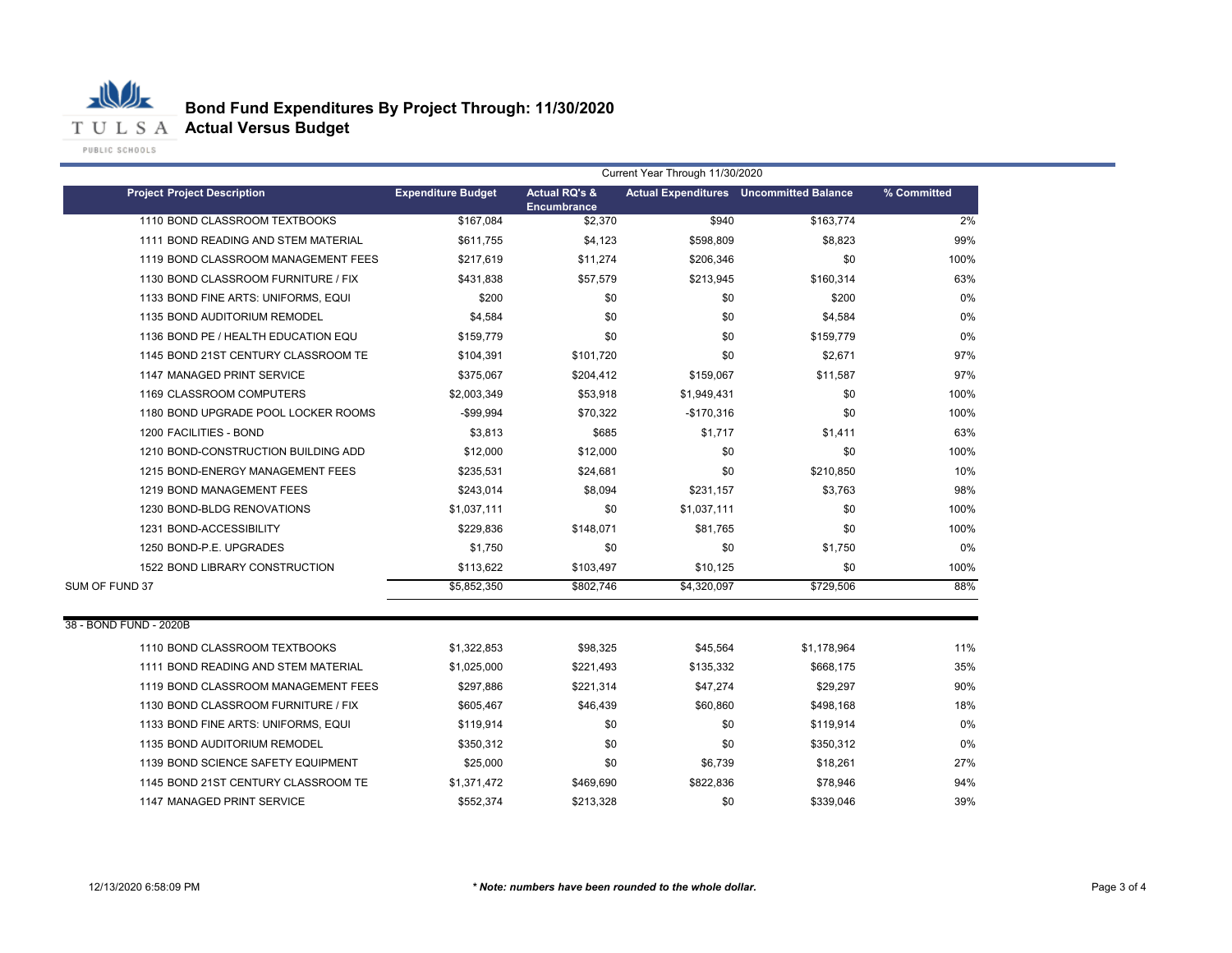# Bond Fund Expenditures By Project Through: 11/30/2020
## Actual Versus Budget

| Project Project Description | Expenditure Budget | Actual RQ's & Encumbrance | Actual Expenditures | Uncommitted Balance | % Committed |
|---|---|---|---|---|---|
| | Current Year Through 11/30/2020 | | | | |
| 1110 BOND CLASSROOM TEXTBOOKS | $167,084 | $2,370 | $940 | $163,774 | 2% |
| 1111 BOND READING AND STEM MATERIAL | $611,755 | $4,123 | $598,809 | $8,823 | 99% |
| 1119 BOND CLASSROOM MANAGEMENT FEES | $217,619 | $11,274 | $206,346 | $0 | 100% |
| 1130 BOND CLASSROOM FURNITURE / FIX | $431,838 | $57,579 | $213,945 | $160,314 | 63% |
| 1133 BOND FINE ARTS: UNIFORMS, EQUI | $200 | $0 | $0 | $200 | 0% |
| 1135 BOND AUDITORIUM REMODEL | $4,584 | $0 | $0 | $4,584 | 0% |
| 1136 BOND PE / HEALTH EDUCATION EQU | $159,779 | $0 | $0 | $159,779 | 0% |
| 1145 BOND 21ST CENTURY CLASSROOM TE | $104,391 | $101,720 | $0 | $2,671 | 97% |
| 1147 MANAGED PRINT SERVICE | $375,067 | $204,412 | $159,067 | $11,587 | 97% |
| 1169 CLASSROOM COMPUTERS | $2,003,349 | $53,918 | $1,949,431 | $0 | 100% |
| 1180 BOND UPGRADE POOL LOCKER ROOMS | -$99,994 | $70,322 | -$170,316 | $0 | 100% |
| 1200 FACILITIES - BOND | $3,813 | $685 | $1,717 | $1,411 | 63% |
| 1210 BOND-CONSTRUCTION BUILDING ADD | $12,000 | $12,000 | $0 | $0 | 100% |
| 1215 BOND-ENERGY MANAGEMENT FEES | $235,531 | $24,681 | $0 | $210,850 | 10% |
| 1219 BOND MANAGEMENT FEES | $243,014 | $8,094 | $231,157 | $3,763 | 98% |
| 1230 BOND-BLDG RENOVATIONS | $1,037,111 | $0 | $1,037,111 | $0 | 100% |
| 1231 BOND-ACCESSIBILITY | $229,836 | $148,071 | $81,765 | $0 | 100% |
| 1250 BOND-P.E. UPGRADES | $1,750 | $0 | $0 | $1,750 | 0% |
| 1522 BOND LIBRARY CONSTRUCTION | $113,622 | $103,497 | $10,125 | $0 | 100% |
| SUM OF FUND 37 | $5,852,350 | $802,746 | $4,320,097 | $729,506 | 88% |
| **38 - BOND FUND - 2020B** | | | | | |
| 1110 BOND CLASSROOM TEXTBOOKS | $1,322,853 | $98,325 | $45,564 | $1,178,964 | 11% |
| 1111 BOND READING AND STEM MATERIAL | $1,025,000 | $221,493 | $135,332 | $668,175 | 35% |
| 1119 BOND CLASSROOM MANAGEMENT FEES | $297,886 | $221,314 | $47,274 | $29,297 | 90% |
| 1130 BOND CLASSROOM FURNITURE / FIX | $605,467 | $46,439 | $60,860 | $498,168 | 18% |
| 1133 BOND FINE ARTS: UNIFORMS, EQUI | $119,914 | $0 | $0 | $119,914 | 0% |
| 1135 BOND AUDITORIUM REMODEL | $350,312 | $0 | $0 | $350,312 | 0% |
| 1139 BOND SCIENCE SAFETY EQUIPMENT | $25,000 | $0 | $6,739 | $18,261 | 27% |
| 1145 BOND 21ST CENTURY CLASSROOM TE | $1,371,472 | $469,690 | $822,836 | $78,946 | 94% |
| 1147 MANAGED PRINT SERVICE | $552,374 | $213,328 | $0 | $339,046 | 39% |

12/13/2020 6:58:09 PM

*** Note: numbers have been rounded to the whole dollar.***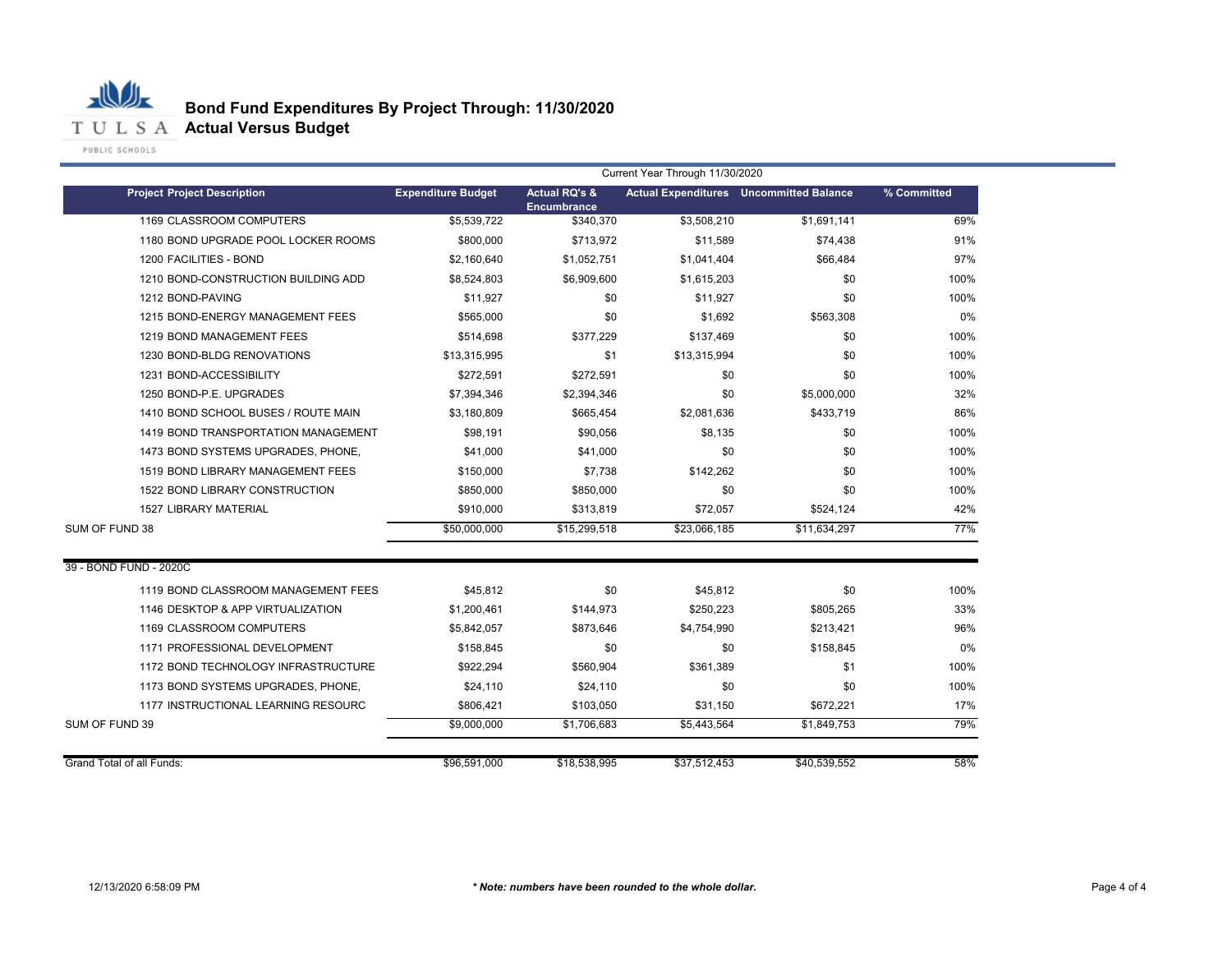# Bond Fund Expenditures By Project Through: 11/30/2020
## Actual Versus Budget

| Project Project Description | Expenditure Budget | Actual RQ's & Encumbrance | Actual Expenditures | Uncommitted Balance | % Committed |
|---|---|---|---|---|---|
| | Current Year Through 11/30/2020 | | | | |
| 1169 CLASSROOM COMPUTERS | $5,539,722 | $340,370 | $3,508,210 | $1,691,141 | 69% |
| 1180 BOND UPGRADE POOL LOCKER ROOMS | $800,000 | $713,972 | $11,589 | $74,438 | 91% |
| 1200 FACILITIES - BOND | $2,160,640 | $1,052,751 | $1,041,404 | $66,484 | 97% |
| 1210 BOND-CONSTRUCTION BUILDING ADD | $8,524,803 | $6,909,600 | $1,615,203 | $0 | 100% |
| 1212 BOND-PAVING | $11,927 | $0 | $11,927 | $0 | 100% |
| 1215 BOND-ENERGY MANAGEMENT FEES | $565,000 | $0 | $1,692 | $563,308 | 0% |
| 1219 BOND MANAGEMENT FEES | $514,698 | $377,229 | $137,469 | $0 | 100% |
| 1230 BOND-BLDG RENOVATIONS | $13,315,995 | $1 | $13,315,994 | $0 | 100% |
| 1231 BOND-ACCESSIBILITY | $272,591 | $272,591 | $0 | $0 | 100% |
| 1250 BOND-P.E. UPGRADES | $7,394,346 | $2,394,346 | $0 | $5,000,000 | 32% |
| 1410 BOND SCHOOL BUSES / ROUTE MAIN | $3,180,809 | $665,454 | $2,081,636 | $433,719 | 86% |
| 1419 BOND TRANSPORTATION MANAGEMENT | $98,191 | $90,056 | $8,135 | $0 | 100% |
| 1473 BOND SYSTEMS UPGRADES, PHONE, | $41,000 | $41,000 | $0 | $0 | 100% |
| 1519 BOND LIBRARY MANAGEMENT FEES | $150,000 | $7,738 | $142,262 | $0 | 100% |
| 1522 BOND LIBRARY CONSTRUCTION | $850,000 | $850,000 | $0 | $0 | 100% |
| 1527 LIBRARY MATERIAL | $910,000 | $313,819 | $72,057 | $524,124 | 42% |
| SUM OF FUND 38 | $50,000,000 | $15,299,518 | $23,066,185 | $11,634,297 | 77% |
| 39 - BOND FUND - 2020C | | | | | |
| 1119 BOND CLASSROOM MANAGEMENT FEES | $45,812 | $0 | $45,812 | $0 | 100% |
| 1146 DESKTOP & APP VIRTUALIZATION | $1,200,461 | $144,973 | $250,223 | $805,265 | 33% |
| 1169 CLASSROOM COMPUTERS | $5,842,057 | $873,646 | $4,754,990 | $213,421 | 96% |
| 1171 PROFESSIONAL DEVELOPMENT | $158,845 | $0 | $0 | $158,845 | 0% |
| 1172 BOND TECHNOLOGY INFRASTRUCTURE | $922,294 | $560,904 | $361,389 | $1 | 100% |
| 1173 BOND SYSTEMS UPGRADES, PHONE, | $24,110 | $24,110 | $0 | $0 | 100% |
| 1177 INSTRUCTIONAL LEARNING RESOURC | $806,421 | $103,050 | $31,150 | $672,221 | 17% |
| SUM OF FUND 39 | $9,000,000 | $1,706,683 | $5,443,564 | $1,849,753 | 79% |
| Grand Total of all Funds: | $96,591,000 | $18,538,995 | $37,512,453 | $40,539,552 | 58% |

12/13/2020 6:58:09 PM

*** Note: numbers have been rounded to the whole dollar.***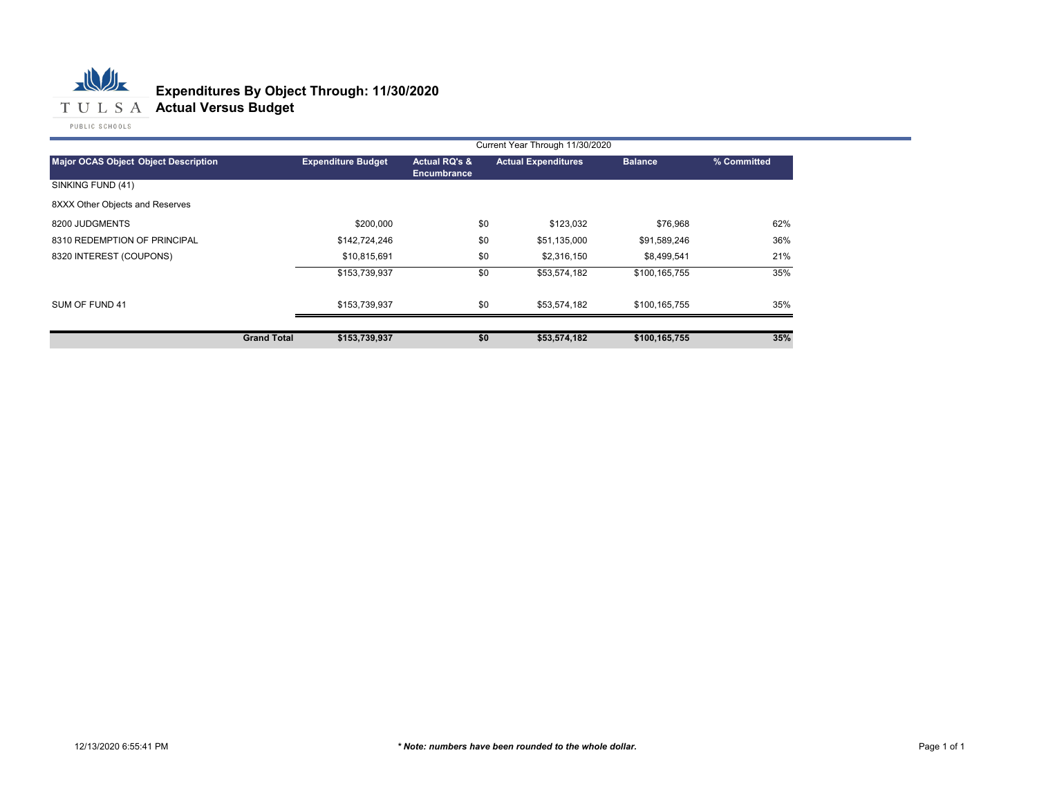TULSA PUBLIC SCHOOLS

# Expenditures By Object Through: 11/30/2020
## Actual Versus Budget

| | Current Year Through 11/30/2020 | | | | |
|---|---|---|---|---|---|
| **Major OCAS Object Object Description** | **Expenditure Budget** | **Actual RQ's & Encumbrance** | **Actual Expenditures** | **Balance** | **% Committed** |
| SINKING FUND (41) | | | | | |
| 8XXX Other Objects and Reserves | | | | | |
| 8200 JUDGMENTS | $200,000 | $0 | $123,032 | $76,968 | 62% |
| 8310 REDEMPTION OF PRINCIPAL | $142,724,246 | $0 | $51,135,000 | $91,589,246 | 36% |
| 8320 INTEREST (COUPONS) | $10,815,691 | $0 | $2,316,150 | $8,499,541 | 21% |
| | $153,739,937 | $0 | $53,574,182 | $100,165,755 | 35% |
| SUM OF FUND 41 | $153,739,937 | $0 | $53,574,182 | $100,165,755 | 35% |
| **Grand Total** | **$153,739,937** | **$0** | **$53,574,182** | **$100,165,755** | **35%** |

12/13/2020 6:55:41 PM

*** Note: numbers have been rounded to the whole dollar.**